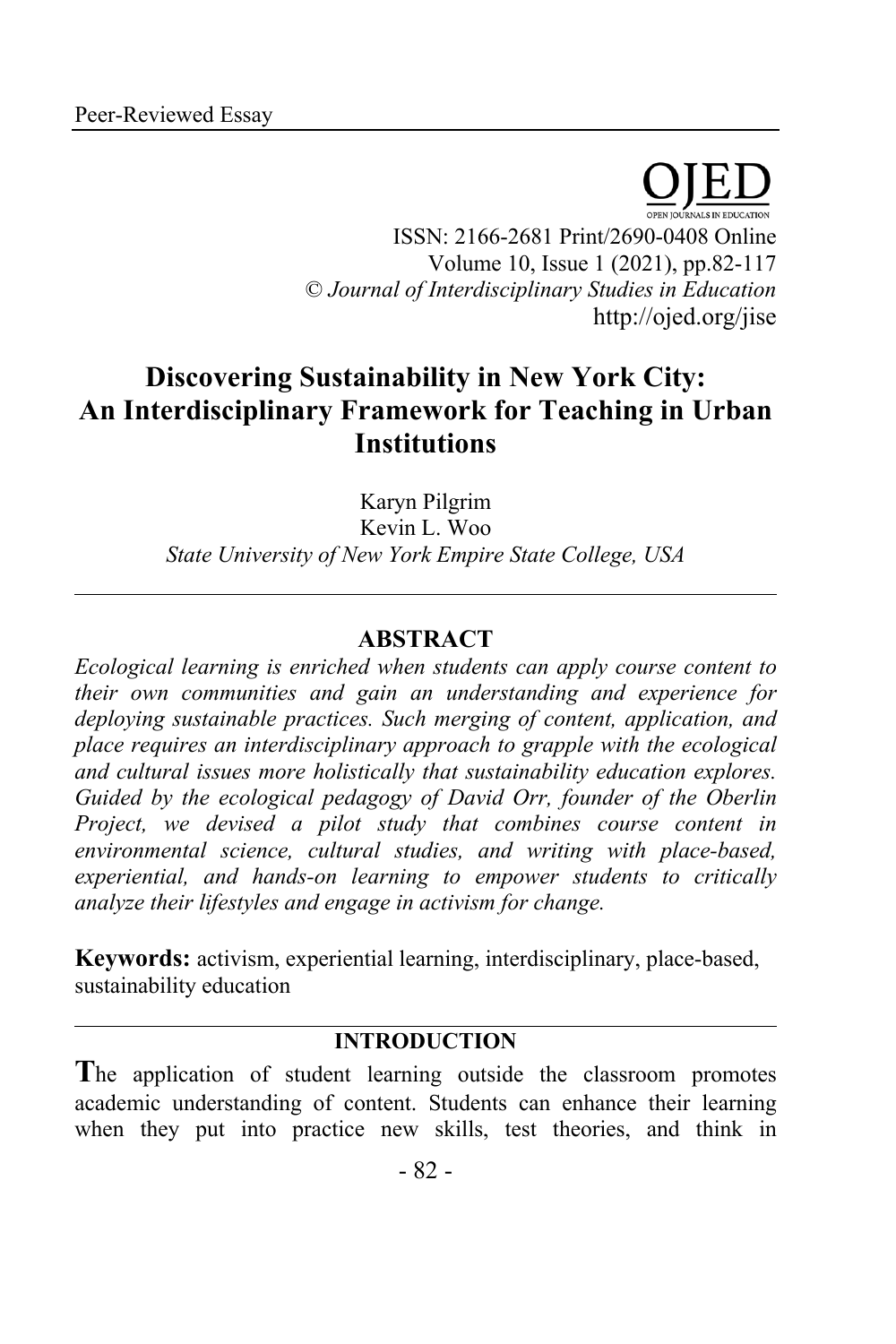Peer-Reviewed Essay

OJED

ISSN: 2166-2681 Print/2690-0408 Online
Volume 10, Issue 1 (2021), pp.82-117
© *Journal of Interdisciplinary Studies in Education*
http://ojed.org/jise

# Discovering Sustainability in New York City: An Interdisciplinary Framework for Teaching in Urban Institutions

Karyn Pilgrim
Kevin L. Woo
*State University of New York Empire State College, USA*

## ABSTRACT

*Ecological learning is enriched when students can apply course content to their own communities and gain an understanding and experience for deploying sustainable practices. Such merging of content, application, and place requires an interdisciplinary approach to grapple with the ecological and cultural issues more holistically that sustainability education explores. Guided by the ecological pedagogy of David Orr, founder of the Oberlin Project, we devised a pilot study that combines course content in environmental science, cultural studies, and writing with place-based, experiential, and hands-on learning to empower students to critically analyze their lifestyles and engage in activism for change.*

**Keywords:** activism, experiential learning, interdisciplinary, place-based, sustainability education

## INTRODUCTION

**T**he application of student learning outside the classroom promotes academic understanding of content. Students can enhance their learning when they put into practice new skills, test theories, and think in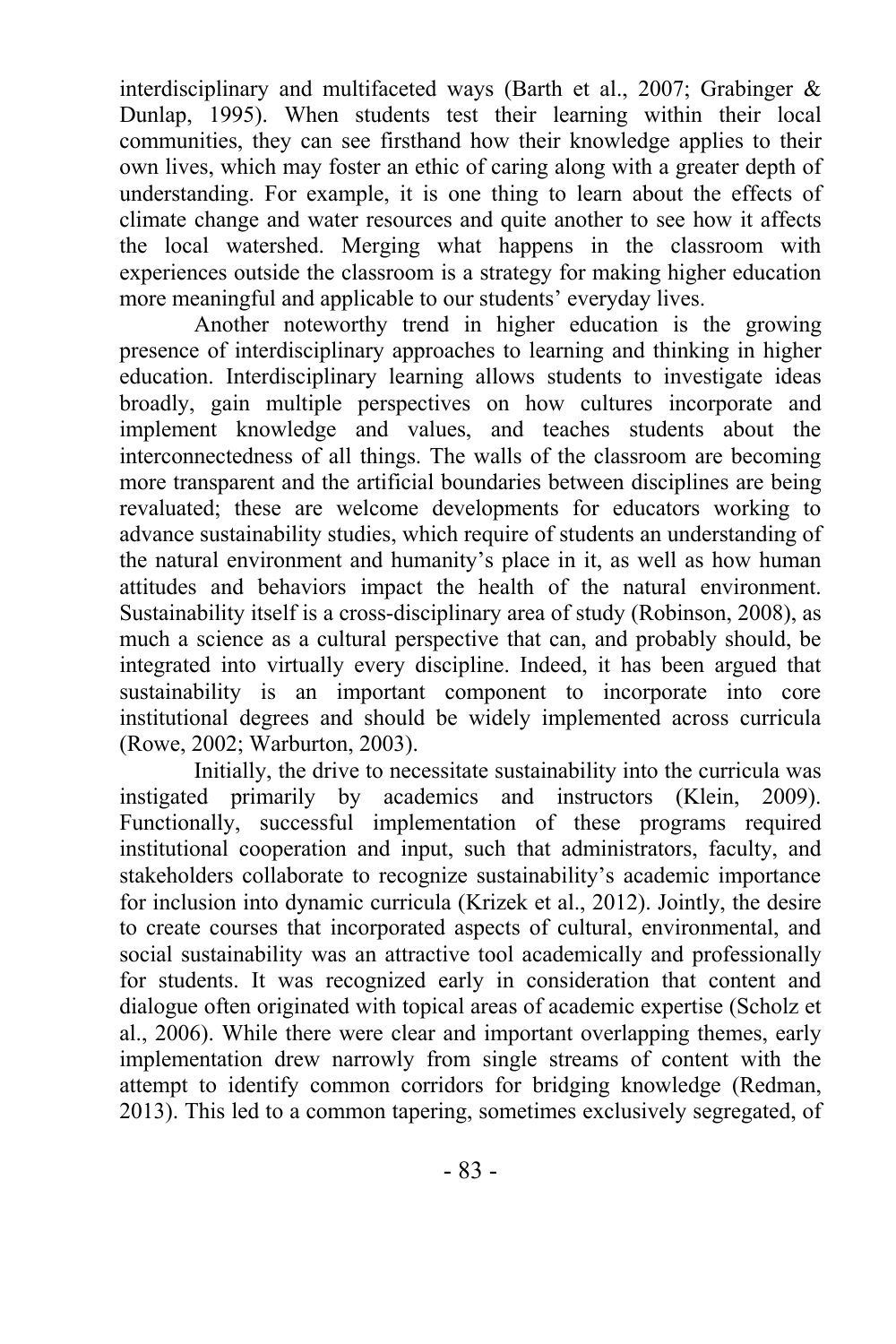interdisciplinary and multifaceted ways (Barth et al., 2007; Grabinger & Dunlap, 1995). When students test their learning within their local communities, they can see firsthand how their knowledge applies to their own lives, which may foster an ethic of caring along with a greater depth of understanding. For example, it is one thing to learn about the effects of climate change and water resources and quite another to see how it affects the local watershed. Merging what happens in the classroom with experiences outside the classroom is a strategy for making higher education more meaningful and applicable to our students' everyday lives.

Another noteworthy trend in higher education is the growing presence of interdisciplinary approaches to learning and thinking in higher education. Interdisciplinary learning allows students to investigate ideas broadly, gain multiple perspectives on how cultures incorporate and implement knowledge and values, and teaches students about the interconnectedness of all things. The walls of the classroom are becoming more transparent and the artificial boundaries between disciplines are being revaluated; these are welcome developments for educators working to advance sustainability studies, which require of students an understanding of the natural environment and humanity's place in it, as well as how human attitudes and behaviors impact the health of the natural environment. Sustainability itself is a cross-disciplinary area of study (Robinson, 2008), as much a science as a cultural perspective that can, and probably should, be integrated into virtually every discipline. Indeed, it has been argued that sustainability is an important component to incorporate into core institutional degrees and should be widely implemented across curricula (Rowe, 2002; Warburton, 2003).

Initially, the drive to necessitate sustainability into the curricula was instigated primarily by academics and instructors (Klein, 2009). Functionally, successful implementation of these programs required institutional cooperation and input, such that administrators, faculty, and stakeholders collaborate to recognize sustainability's academic importance for inclusion into dynamic curricula (Krizek et al., 2012). Jointly, the desire to create courses that incorporated aspects of cultural, environmental, and social sustainability was an attractive tool academically and professionally for students. It was recognized early in consideration that content and dialogue often originated with topical areas of academic expertise (Scholz et al., 2006). While there were clear and important overlapping themes, early implementation drew narrowly from single streams of content with the attempt to identify common corridors for bridging knowledge (Redman, 2013). This led to a common tapering, sometimes exclusively segregated, of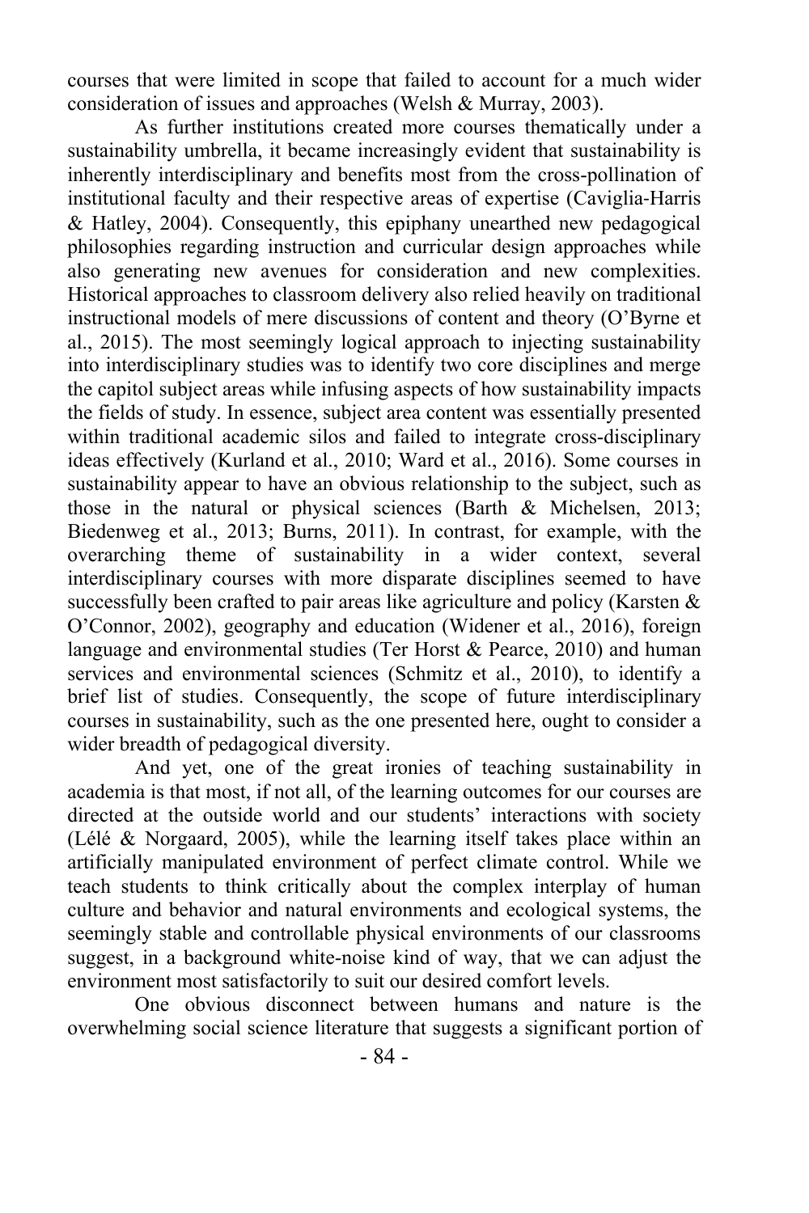courses that were limited in scope that failed to account for a much wider consideration of issues and approaches (Welsh & Murray, 2003).

As further institutions created more courses thematically under a sustainability umbrella, it became increasingly evident that sustainability is inherently interdisciplinary and benefits most from the cross-pollination of institutional faculty and their respective areas of expertise (Caviglia-Harris & Hatley, 2004). Consequently, this epiphany unearthed new pedagogical philosophies regarding instruction and curricular design approaches while also generating new avenues for consideration and new complexities. Historical approaches to classroom delivery also relied heavily on traditional instructional models of mere discussions of content and theory (O'Byrne et al., 2015). The most seemingly logical approach to injecting sustainability into interdisciplinary studies was to identify two core disciplines and merge the capitol subject areas while infusing aspects of how sustainability impacts the fields of study. In essence, subject area content was essentially presented within traditional academic silos and failed to integrate cross-disciplinary ideas effectively (Kurland et al., 2010; Ward et al., 2016). Some courses in sustainability appear to have an obvious relationship to the subject, such as those in the natural or physical sciences (Barth & Michelsen, 2013; Biedenweg et al., 2013; Burns, 2011). In contrast, for example, with the overarching theme of sustainability in a wider context, several interdisciplinary courses with more disparate disciplines seemed to have successfully been crafted to pair areas like agriculture and policy (Karsten & O'Connor, 2002), geography and education (Widener et al., 2016), foreign language and environmental studies (Ter Horst & Pearce, 2010) and human services and environmental sciences (Schmitz et al., 2010), to identify a brief list of studies. Consequently, the scope of future interdisciplinary courses in sustainability, such as the one presented here, ought to consider a wider breadth of pedagogical diversity.

And yet, one of the great ironies of teaching sustainability in academia is that most, if not all, of the learning outcomes for our courses are directed at the outside world and our students' interactions with society (Lélé & Norgaard, 2005), while the learning itself takes place within an artificially manipulated environment of perfect climate control. While we teach students to think critically about the complex interplay of human culture and behavior and natural environments and ecological systems, the seemingly stable and controllable physical environments of our classrooms suggest, in a background white-noise kind of way, that we can adjust the environment most satisfactorily to suit our desired comfort levels.

One obvious disconnect between humans and nature is the overwhelming social science literature that suggests a significant portion of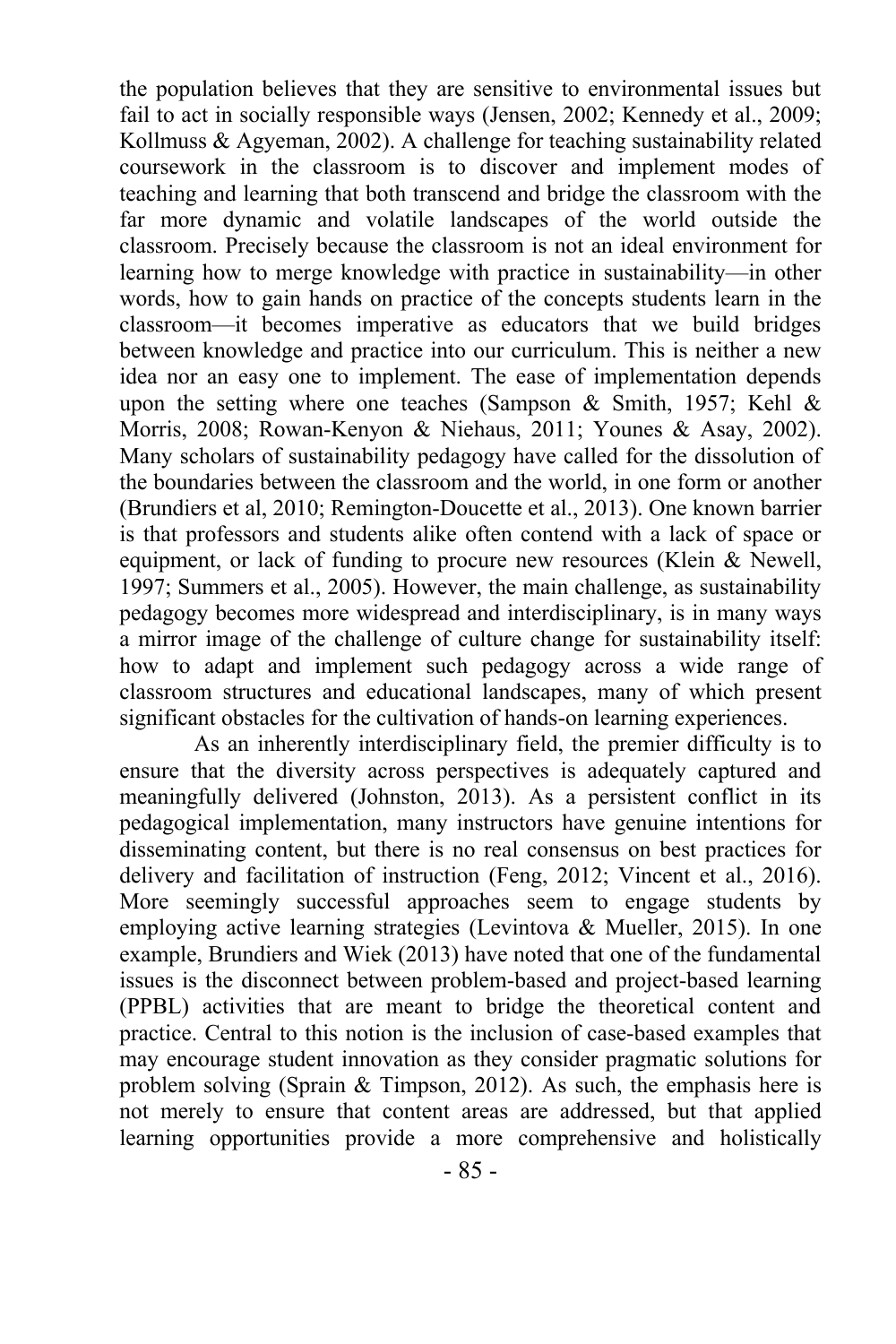the population believes that they are sensitive to environmental issues but fail to act in socially responsible ways (Jensen, 2002; Kennedy et al., 2009; Kollmuss & Agyeman, 2002). A challenge for teaching sustainability related coursework in the classroom is to discover and implement modes of teaching and learning that both transcend and bridge the classroom with the far more dynamic and volatile landscapes of the world outside the classroom. Precisely because the classroom is not an ideal environment for learning how to merge knowledge with practice in sustainability—in other words, how to gain hands on practice of the concepts students learn in the classroom—it becomes imperative as educators that we build bridges between knowledge and practice into our curriculum. This is neither a new idea nor an easy one to implement. The ease of implementation depends upon the setting where one teaches (Sampson & Smith, 1957; Kehl & Morris, 2008; Rowan-Kenyon & Niehaus, 2011; Younes & Asay, 2002). Many scholars of sustainability pedagogy have called for the dissolution of the boundaries between the classroom and the world, in one form or another (Brundiers et al, 2010; Remington-Doucette et al., 2013). One known barrier is that professors and students alike often contend with a lack of space or equipment, or lack of funding to procure new resources (Klein & Newell, 1997; Summers et al., 2005). However, the main challenge, as sustainability pedagogy becomes more widespread and interdisciplinary, is in many ways a mirror image of the challenge of culture change for sustainability itself: how to adapt and implement such pedagogy across a wide range of classroom structures and educational landscapes, many of which present significant obstacles for the cultivation of hands-on learning experiences.

As an inherently interdisciplinary field, the premier difficulty is to ensure that the diversity across perspectives is adequately captured and meaningfully delivered (Johnston, 2013). As a persistent conflict in its pedagogical implementation, many instructors have genuine intentions for disseminating content, but there is no real consensus on best practices for delivery and facilitation of instruction (Feng, 2012; Vincent et al., 2016). More seemingly successful approaches seem to engage students by employing active learning strategies (Levintova & Mueller, 2015). In one example, Brundiers and Wiek (2013) have noted that one of the fundamental issues is the disconnect between problem-based and project-based learning (PPBL) activities that are meant to bridge the theoretical content and practice. Central to this notion is the inclusion of case-based examples that may encourage student innovation as they consider pragmatic solutions for problem solving (Sprain & Timpson, 2012). As such, the emphasis here is not merely to ensure that content areas are addressed, but that applied learning opportunities provide a more comprehensive and holistically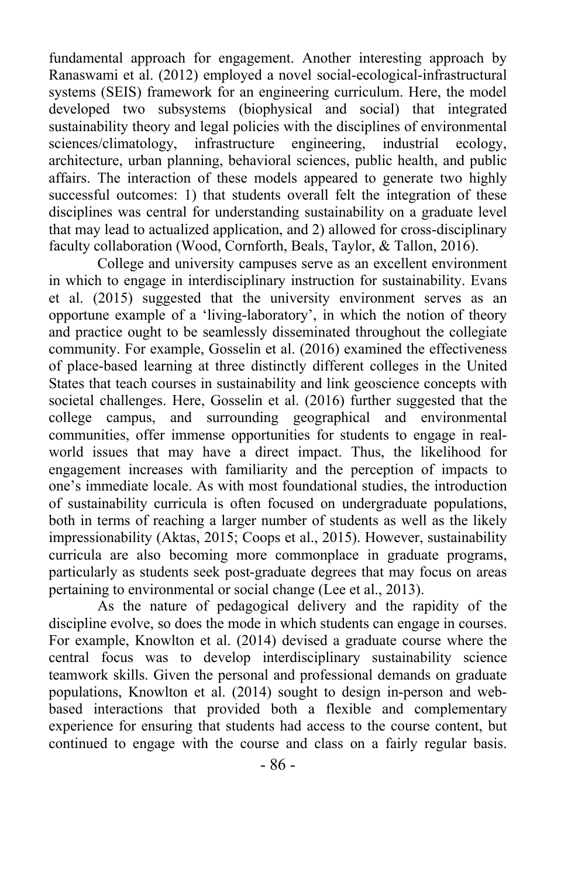fundamental approach for engagement. Another interesting approach by Ranaswami et al. (2012) employed a novel social-ecological-infrastructural systems (SEIS) framework for an engineering curriculum. Here, the model developed two subsystems (biophysical and social) that integrated sustainability theory and legal policies with the disciplines of environmental sciences/climatology, infrastructure engineering, industrial ecology, architecture, urban planning, behavioral sciences, public health, and public affairs. The interaction of these models appeared to generate two highly successful outcomes: 1) that students overall felt the integration of these disciplines was central for understanding sustainability on a graduate level that may lead to actualized application, and 2) allowed for cross-disciplinary faculty collaboration (Wood, Cornforth, Beals, Taylor, & Tallon, 2016).

College and university campuses serve as an excellent environment in which to engage in interdisciplinary instruction for sustainability. Evans et al. (2015) suggested that the university environment serves as an opportune example of a 'living-laboratory', in which the notion of theory and practice ought to be seamlessly disseminated throughout the collegiate community. For example, Gosselin et al. (2016) examined the effectiveness of place-based learning at three distinctly different colleges in the United States that teach courses in sustainability and link geoscience concepts with societal challenges. Here, Gosselin et al. (2016) further suggested that the college campus, and surrounding geographical and environmental communities, offer immense opportunities for students to engage in real-world issues that may have a direct impact. Thus, the likelihood for engagement increases with familiarity and the perception of impacts to one's immediate locale. As with most foundational studies, the introduction of sustainability curricula is often focused on undergraduate populations, both in terms of reaching a larger number of students as well as the likely impressionability (Aktas, 2015; Coops et al., 2015). However, sustainability curricula are also becoming more commonplace in graduate programs, particularly as students seek post-graduate degrees that may focus on areas pertaining to environmental or social change (Lee et al., 2013).

As the nature of pedagogical delivery and the rapidity of the discipline evolve, so does the mode in which students can engage in courses. For example, Knowlton et al. (2014) devised a graduate course where the central focus was to develop interdisciplinary sustainability science teamwork skills. Given the personal and professional demands on graduate populations, Knowlton et al. (2014) sought to design in-person and web-based interactions that provided both a flexible and complementary experience for ensuring that students had access to the course content, but continued to engage with the course and class on a fairly regular basis.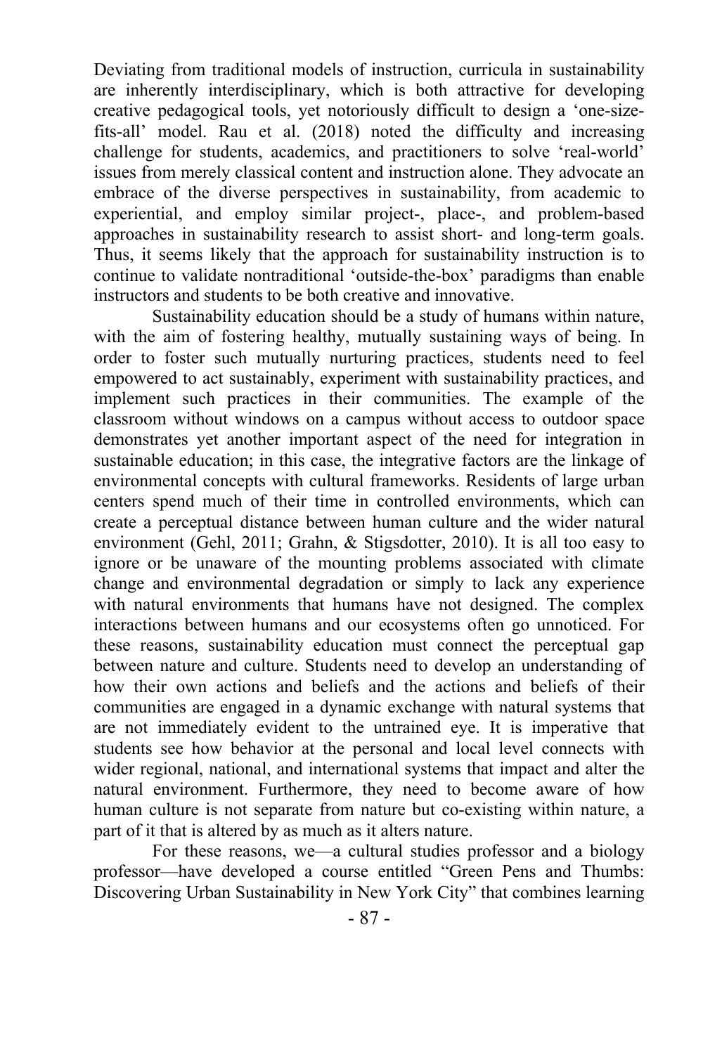Deviating from traditional models of instruction, curricula in sustainability are inherently interdisciplinary, which is both attractive for developing creative pedagogical tools, yet notoriously difficult to design a 'one-size-fits-all' model. Rau et al. (2018) noted the difficulty and increasing challenge for students, academics, and practitioners to solve 'real-world' issues from merely classical content and instruction alone. They advocate an embrace of the diverse perspectives in sustainability, from academic to experiential, and employ similar project-, place-, and problem-based approaches in sustainability research to assist short- and long-term goals. Thus, it seems likely that the approach for sustainability instruction is to continue to validate nontraditional 'outside-the-box' paradigms than enable instructors and students to be both creative and innovative.

Sustainability education should be a study of humans within nature, with the aim of fostering healthy, mutually sustaining ways of being. In order to foster such mutually nurturing practices, students need to feel empowered to act sustainably, experiment with sustainability practices, and implement such practices in their communities. The example of the classroom without windows on a campus without access to outdoor space demonstrates yet another important aspect of the need for integration in sustainable education; in this case, the integrative factors are the linkage of environmental concepts with cultural frameworks. Residents of large urban centers spend much of their time in controlled environments, which can create a perceptual distance between human culture and the wider natural environment (Gehl, 2011; Grahn, & Stigsdotter, 2010). It is all too easy to ignore or be unaware of the mounting problems associated with climate change and environmental degradation or simply to lack any experience with natural environments that humans have not designed. The complex interactions between humans and our ecosystems often go unnoticed. For these reasons, sustainability education must connect the perceptual gap between nature and culture. Students need to develop an understanding of how their own actions and beliefs and the actions and beliefs of their communities are engaged in a dynamic exchange with natural systems that are not immediately evident to the untrained eye. It is imperative that students see how behavior at the personal and local level connects with wider regional, national, and international systems that impact and alter the natural environment. Furthermore, they need to become aware of how human culture is not separate from nature but co-existing within nature, a part of it that is altered by as much as it alters nature.

For these reasons, we—a cultural studies professor and a biology professor—have developed a course entitled "Green Pens and Thumbs: Discovering Urban Sustainability in New York City" that combines learning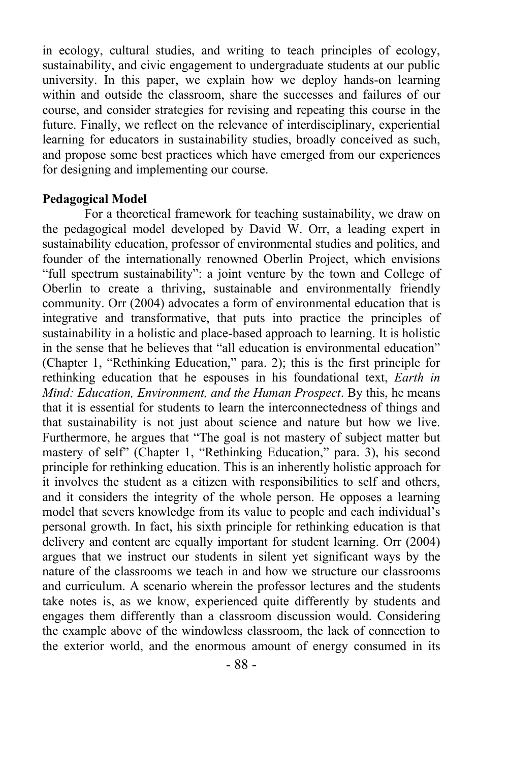in ecology, cultural studies, and writing to teach principles of ecology, sustainability, and civic engagement to undergraduate students at our public university. In this paper, we explain how we deploy hands-on learning within and outside the classroom, share the successes and failures of our course, and consider strategies for revising and repeating this course in the future. Finally, we reflect on the relevance of interdisciplinary, experiential learning for educators in sustainability studies, broadly conceived as such, and propose some best practices which have emerged from our experiences for designing and implementing our course.

**Pedagogical Model**

For a theoretical framework for teaching sustainability, we draw on the pedagogical model developed by David W. Orr, a leading expert in sustainability education, professor of environmental studies and politics, and founder of the internationally renowned Oberlin Project, which envisions "full spectrum sustainability": a joint venture by the town and College of Oberlin to create a thriving, sustainable and environmentally friendly community. Orr (2004) advocates a form of environmental education that is integrative and transformative, that puts into practice the principles of sustainability in a holistic and place-based approach to learning. It is holistic in the sense that he believes that "all education is environmental education" (Chapter 1, "Rethinking Education," para. 2); this is the first principle for rethinking education that he espouses in his foundational text, *Earth in Mind: Education, Environment, and the Human Prospect*. By this, he means that it is essential for students to learn the interconnectedness of things and that sustainability is not just about science and nature but how we live. Furthermore, he argues that "The goal is not mastery of subject matter but mastery of self" (Chapter 1, "Rethinking Education," para. 3), his second principle for rethinking education. This is an inherently holistic approach for it involves the student as a citizen with responsibilities to self and others, and it considers the integrity of the whole person. He opposes a learning model that severs knowledge from its value to people and each individual's personal growth. In fact, his sixth principle for rethinking education is that delivery and content are equally important for student learning. Orr (2004) argues that we instruct our students in silent yet significant ways by the nature of the classrooms we teach in and how we structure our classrooms and curriculum. A scenario wherein the professor lectures and the students take notes is, as we know, experienced quite differently by students and engages them differently than a classroom discussion would. Considering the example above of the windowless classroom, the lack of connection to the exterior world, and the enormous amount of energy consumed in its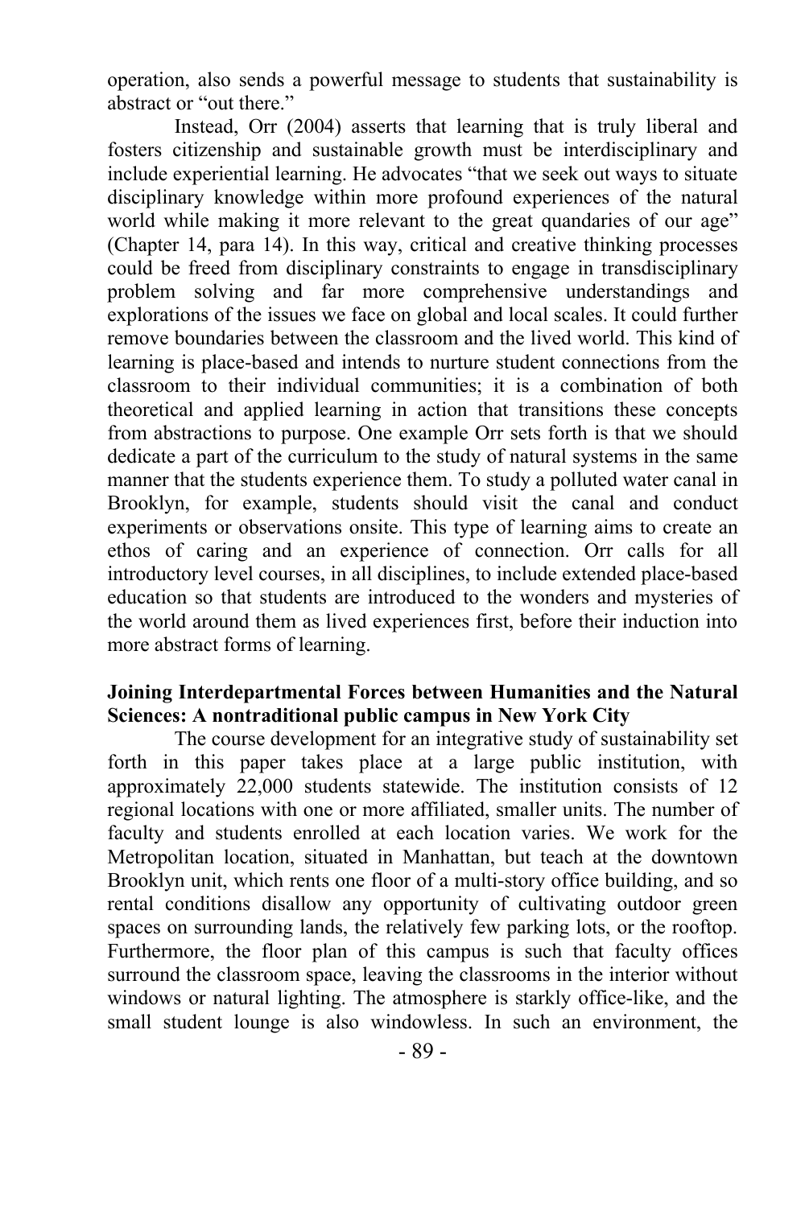operation, also sends a powerful message to students that sustainability is abstract or "out there."

Instead, Orr (2004) asserts that learning that is truly liberal and fosters citizenship and sustainable growth must be interdisciplinary and include experiential learning. He advocates "that we seek out ways to situate disciplinary knowledge within more profound experiences of the natural world while making it more relevant to the great quandaries of our age" (Chapter 14, para 14). In this way, critical and creative thinking processes could be freed from disciplinary constraints to engage in transdisciplinary problem solving and far more comprehensive understandings and explorations of the issues we face on global and local scales. It could further remove boundaries between the classroom and the lived world. This kind of learning is place-based and intends to nurture student connections from the classroom to their individual communities; it is a combination of both theoretical and applied learning in action that transitions these concepts from abstractions to purpose. One example Orr sets forth is that we should dedicate a part of the curriculum to the study of natural systems in the same manner that the students experience them. To study a polluted water canal in Brooklyn, for example, students should visit the canal and conduct experiments or observations onsite. This type of learning aims to create an ethos of caring and an experience of connection. Orr calls for all introductory level courses, in all disciplines, to include extended place-based education so that students are introduced to the wonders and mysteries of the world around them as lived experiences first, before their induction into more abstract forms of learning.

**Joining Interdepartmental Forces between Humanities and the Natural Sciences: A nontraditional public campus in New York City**

The course development for an integrative study of sustainability set forth in this paper takes place at a large public institution, with approximately 22,000 students statewide. The institution consists of 12 regional locations with one or more affiliated, smaller units. The number of faculty and students enrolled at each location varies. We work for the Metropolitan location, situated in Manhattan, but teach at the downtown Brooklyn unit, which rents one floor of a multi-story office building, and so rental conditions disallow any opportunity of cultivating outdoor green spaces on surrounding lands, the relatively few parking lots, or the rooftop. Furthermore, the floor plan of this campus is such that faculty offices surround the classroom space, leaving the classrooms in the interior without windows or natural lighting. The atmosphere is starkly office-like, and the small student lounge is also windowless. In such an environment, the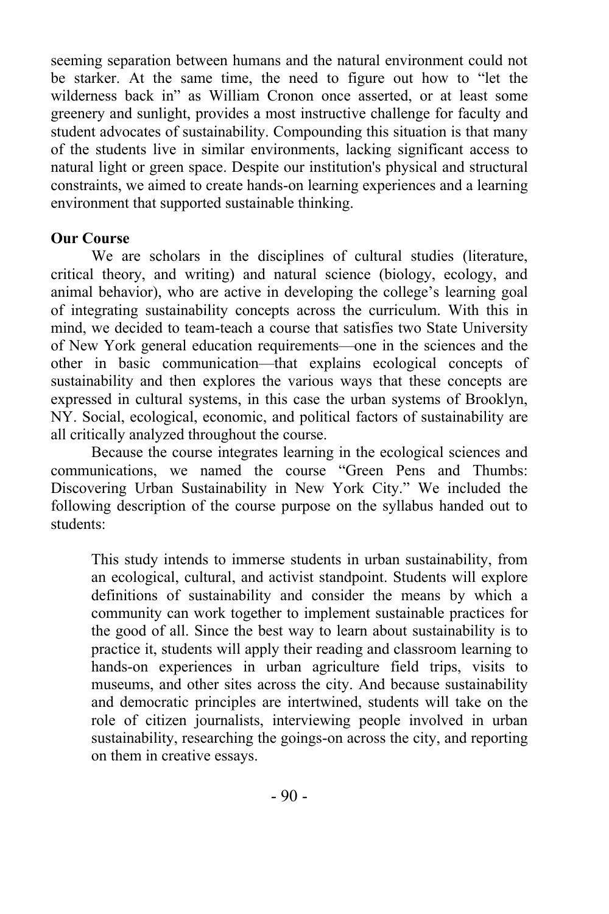seeming separation between humans and the natural environment could not be starker. At the same time, the need to figure out how to "let the wilderness back in" as William Cronon once asserted, or at least some greenery and sunlight, provides a most instructive challenge for faculty and student advocates of sustainability. Compounding this situation is that many of the students live in similar environments, lacking significant access to natural light or green space. Despite our institution's physical and structural constraints, we aimed to create hands-on learning experiences and a learning environment that supported sustainable thinking.

**Our Course**

We are scholars in the disciplines of cultural studies (literature, critical theory, and writing) and natural science (biology, ecology, and animal behavior), who are active in developing the college's learning goal of integrating sustainability concepts across the curriculum. With this in mind, we decided to team-teach a course that satisfies two State University of New York general education requirements—one in the sciences and the other in basic communication—that explains ecological concepts of sustainability and then explores the various ways that these concepts are expressed in cultural systems, in this case the urban systems of Brooklyn, NY. Social, ecological, economic, and political factors of sustainability are all critically analyzed throughout the course.

Because the course integrates learning in the ecological sciences and communications, we named the course "Green Pens and Thumbs: Discovering Urban Sustainability in New York City." We included the following description of the course purpose on the syllabus handed out to students:

> This study intends to immerse students in urban sustainability, from an ecological, cultural, and activist standpoint. Students will explore definitions of sustainability and consider the means by which a community can work together to implement sustainable practices for the good of all. Since the best way to learn about sustainability is to practice it, students will apply their reading and classroom learning to hands-on experiences in urban agriculture field trips, visits to museums, and other sites across the city. And because sustainability and democratic principles are intertwined, students will take on the role of citizen journalists, interviewing people involved in urban sustainability, researching the goings-on across the city, and reporting on them in creative essays.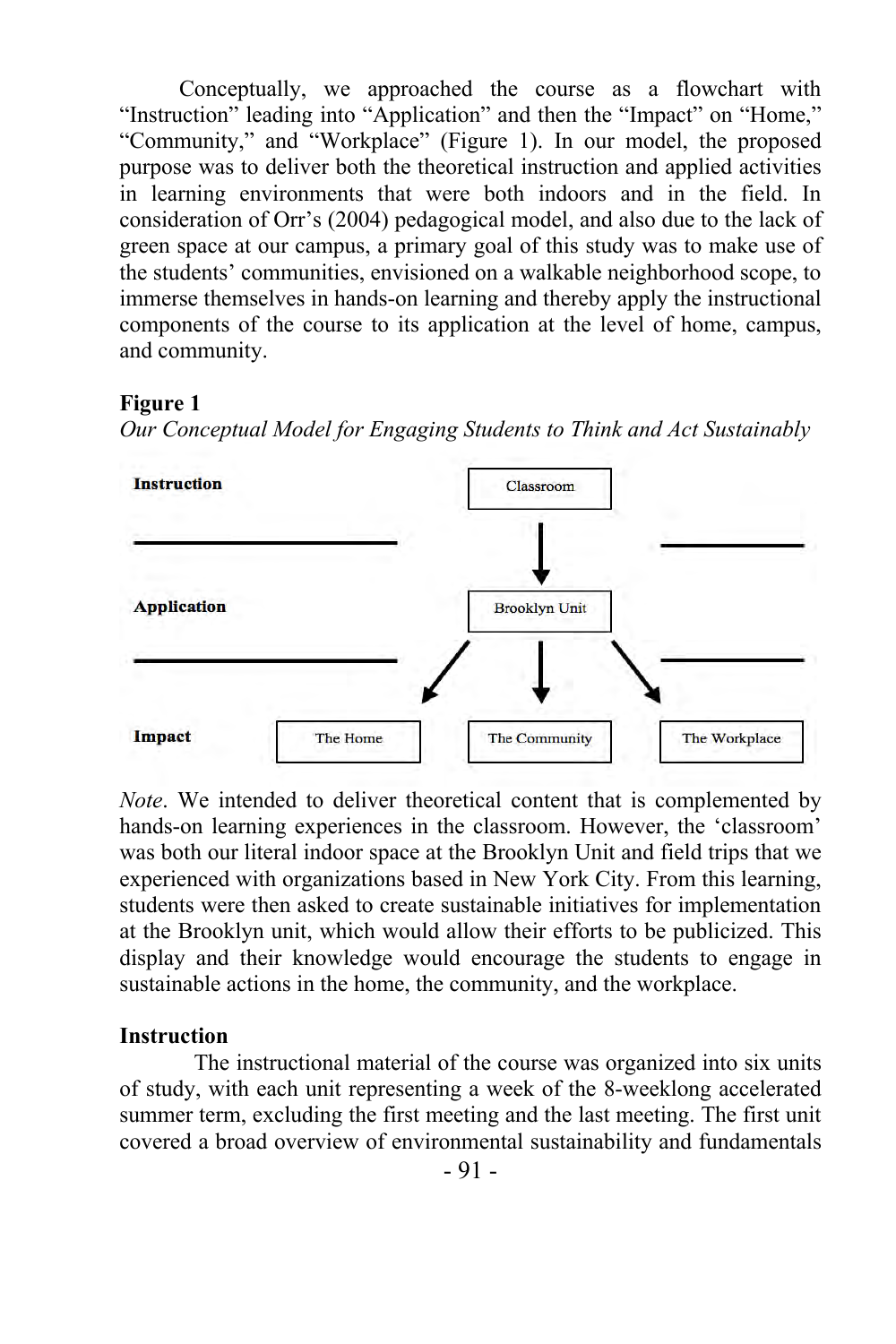Conceptually, we approached the course as a flowchart with "Instruction" leading into "Application" and then the "Impact" on "Home," "Community," and "Workplace" (Figure 1). In our model, the proposed purpose was to deliver both the theoretical instruction and applied activities in learning environments that were both indoors and in the field. In consideration of Orr's (2004) pedagogical model, and also due to the lack of green space at our campus, a primary goal of this study was to make use of the students' communities, envisioned on a walkable neighborhood scope, to immerse themselves in hands-on learning and thereby apply the instructional components of the course to its application at the level of home, campus, and community.

**Figure 1**

*Our Conceptual Model for Engaging Students to Think and Act Sustainably*

**Instruction** — Classroom

↓

**Application** — Brooklyn Unit

↙ ↓ ↘

**Impact** — The Home | The Community | The Workplace

*Note*. We intended to deliver theoretical content that is complemented by hands-on learning experiences in the classroom. However, the 'classroom' was both our literal indoor space at the Brooklyn Unit and field trips that we experienced with organizations based in New York City. From this learning, students were then asked to create sustainable initiatives for implementation at the Brooklyn unit, which would allow their efforts to be publicized. This display and their knowledge would encourage the students to engage in sustainable actions in the home, the community, and the workplace.

## Instruction

The instructional material of the course was organized into six units of study, with each unit representing a week of the 8-weeklong accelerated summer term, excluding the first meeting and the last meeting. The first unit covered a broad overview of environmental sustainability and fundamentals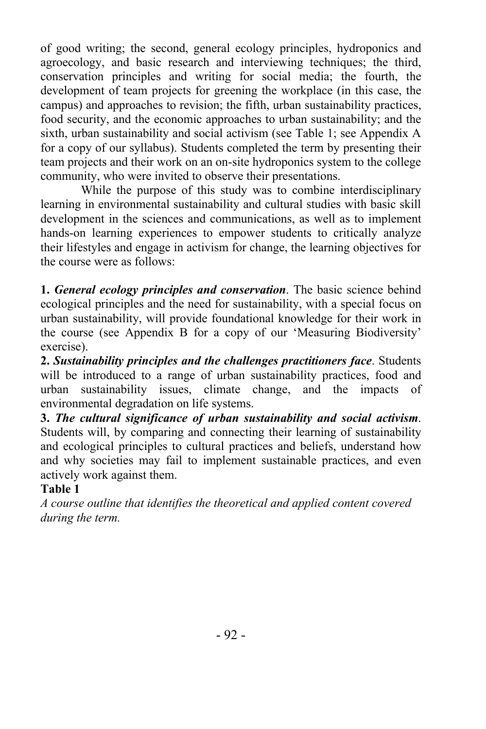of good writing; the second, general ecology principles, hydroponics and agroecology, and basic research and interviewing techniques; the third, conservation principles and writing for social media; the fourth, the development of team projects for greening the workplace (in this case, the campus) and approaches to revision; the fifth, urban sustainability practices, food security, and the economic approaches to urban sustainability; and the sixth, urban sustainability and social activism (see Table 1; see Appendix A for a copy of our syllabus). Students completed the term by presenting their team projects and their work on an on-site hydroponics system to the college community, who were invited to observe their presentations.

While the purpose of this study was to combine interdisciplinary learning in environmental sustainability and cultural studies with basic skill development in the sciences and communications, as well as to implement hands-on learning experiences to empower students to critically analyze their lifestyles and engage in activism for change, the learning objectives for the course were as follows:

**1.** ***General ecology principles and conservation***. The basic science behind ecological principles and the need for sustainability, with a special focus on urban sustainability, will provide foundational knowledge for their work in the course (see Appendix B for a copy of our 'Measuring Biodiversity' exercise).

**2.** ***Sustainability principles and the challenges practitioners face***. Students will be introduced to a range of urban sustainability practices, food and urban sustainability issues, climate change, and the impacts of environmental degradation on life systems.

**3.** ***The cultural significance of urban sustainability and social activism***. Students will, by comparing and connecting their learning of sustainability and ecological principles to cultural practices and beliefs, understand how and why societies may fail to implement sustainable practices, and even actively work against them.

**Table 1**

*A course outline that identifies the theoretical and applied content covered during the term.*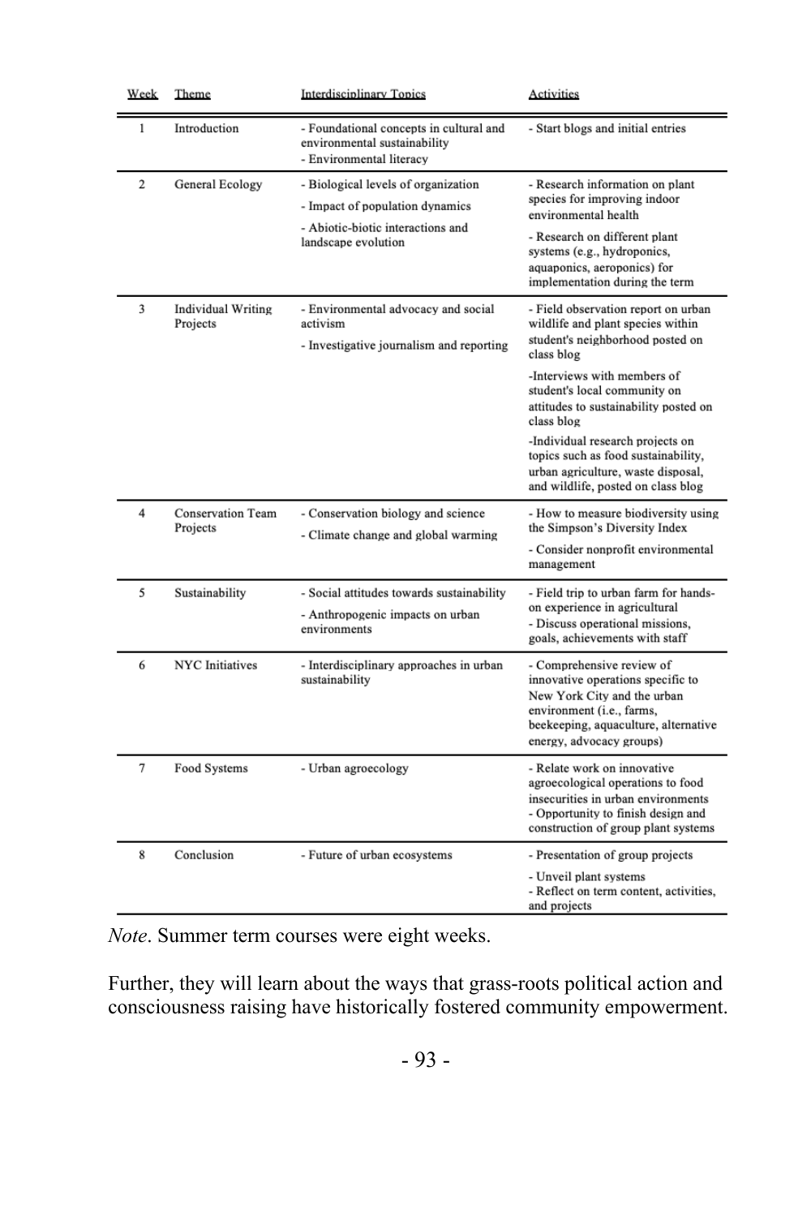| Week | Theme | Interdisciplinary Topics | Activities |
|---|---|---|---|
| 1 | Introduction | - Foundational concepts in cultural and environmental sustainability<br>- Environmental literacy | - Start blogs and initial entries |
| 2 | General Ecology | - Biological levels of organization<br>- Impact of population dynamics<br>- Abiotic-biotic interactions and landscape evolution | - Research information on plant species for improving indoor environmental health<br>- Research on different plant systems (e.g., hydroponics, aquaponics, aeroponics) for implementation during the term |
| 3 | Individual Writing Projects | - Environmental advocacy and social activism<br>- Investigative journalism and reporting | - Field observation report on urban wildlife and plant species within student's neighborhood posted on class blog<br>-Interviews with members of student's local community on attitudes to sustainability posted on class blog<br>-Individual research projects on topics such as food sustainability, urban agriculture, waste disposal, and wildlife, posted on class blog |
| 4 | Conservation Team Projects | - Conservation biology and science<br>- Climate change and global warming | - How to measure biodiversity using the Simpson's Diversity Index<br>- Consider nonprofit environmental management |
| 5 | Sustainability | - Social attitudes towards sustainability<br>- Anthropogenic impacts on urban environments | - Field trip to urban farm for hands-on experience in agricultural<br>- Discuss operational missions, goals, achievements with staff |
| 6 | NYC Initiatives | - Interdisciplinary approaches in urban sustainability | - Comprehensive review of innovative operations specific to New York City and the urban environment (i.e., farms, beekeeping, aquaculture, alternative energy, advocacy groups) |
| 7 | Food Systems | - Urban agroecology | - Relate work on innovative agroecological operations to food insecurities in urban environments<br>- Opportunity to finish design and construction of group plant systems |
| 8 | Conclusion | - Future of urban ecosystems | - Presentation of group projects<br>- Unveil plant systems<br>- Reflect on term content, activities, and projects |

*Note*. Summer term courses were eight weeks.

Further, they will learn about the ways that grass-roots political action and consciousness raising have historically fostered community empowerment.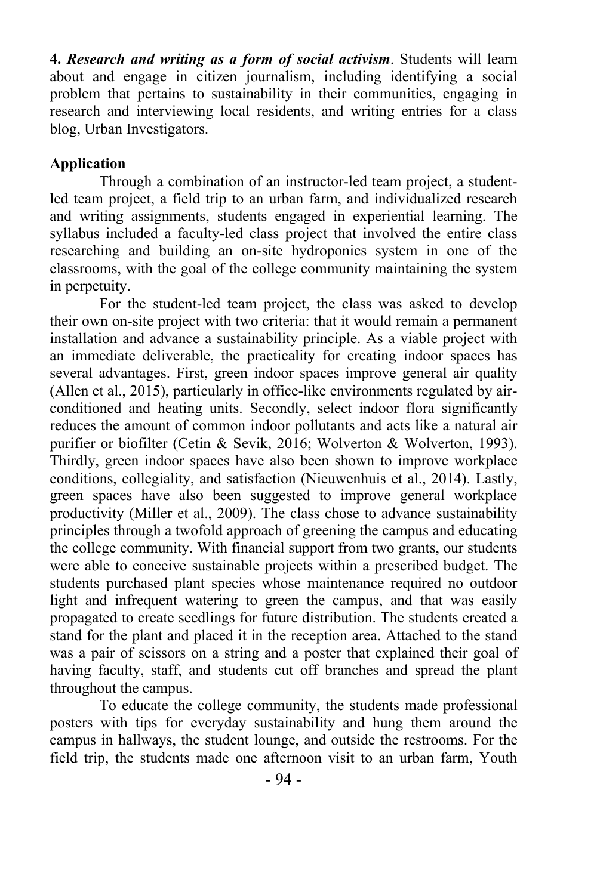**4. *Research and writing as a form of social activism*.** Students will learn about and engage in citizen journalism, including identifying a social problem that pertains to sustainability in their communities, engaging in research and interviewing local residents, and writing entries for a class blog, Urban Investigators.

**Application**

Through a combination of an instructor-led team project, a student-led team project, a field trip to an urban farm, and individualized research and writing assignments, students engaged in experiential learning. The syllabus included a faculty-led class project that involved the entire class researching and building an on-site hydroponics system in one of the classrooms, with the goal of the college community maintaining the system in perpetuity.

For the student-led team project, the class was asked to develop their own on-site project with two criteria: that it would remain a permanent installation and advance a sustainability principle. As a viable project with an immediate deliverable, the practicality for creating indoor spaces has several advantages. First, green indoor spaces improve general air quality (Allen et al., 2015), particularly in office-like environments regulated by air-conditioned and heating units. Secondly, select indoor flora significantly reduces the amount of common indoor pollutants and acts like a natural air purifier or biofilter (Cetin & Sevik, 2016; Wolverton & Wolverton, 1993). Thirdly, green indoor spaces have also been shown to improve workplace conditions, collegiality, and satisfaction (Nieuwenhuis et al., 2014). Lastly, green spaces have also been suggested to improve general workplace productivity (Miller et al., 2009). The class chose to advance sustainability principles through a twofold approach of greening the campus and educating the college community. With financial support from two grants, our students were able to conceive sustainable projects within a prescribed budget. The students purchased plant species whose maintenance required no outdoor light and infrequent watering to green the campus, and that was easily propagated to create seedlings for future distribution. The students created a stand for the plant and placed it in the reception area. Attached to the stand was a pair of scissors on a string and a poster that explained their goal of having faculty, staff, and students cut off branches and spread the plant throughout the campus.

To educate the college community, the students made professional posters with tips for everyday sustainability and hung them around the campus in hallways, the student lounge, and outside the restrooms. For the field trip, the students made one afternoon visit to an urban farm, Youth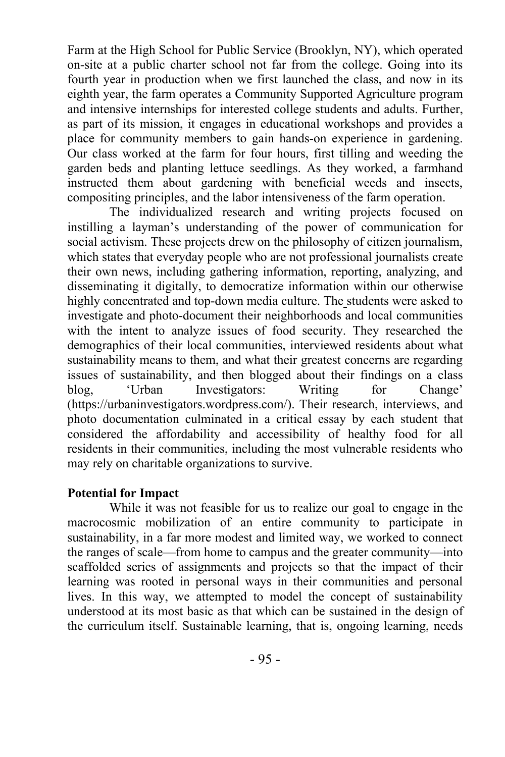Farm at the High School for Public Service (Brooklyn, NY), which operated on-site at a public charter school not far from the college. Going into its fourth year in production when we first launched the class, and now in its eighth year, the farm operates a Community Supported Agriculture program and intensive internships for interested college students and adults. Further, as part of its mission, it engages in educational workshops and provides a place for community members to gain hands-on experience in gardening. Our class worked at the farm for four hours, first tilling and weeding the garden beds and planting lettuce seedlings. As they worked, a farmhand instructed them about gardening with beneficial weeds and insects, compositing principles, and the labor intensiveness of the farm operation.

The individualized research and writing projects focused on instilling a layman's understanding of the power of communication for social activism. These projects drew on the philosophy of citizen journalism, which states that everyday people who are not professional journalists create their own news, including gathering information, reporting, analyzing, and disseminating it digitally, to democratize information within our otherwise highly concentrated and top-down media culture. The students were asked to investigate and photo-document their neighborhoods and local communities with the intent to analyze issues of food security. They researched the demographics of their local communities, interviewed residents about what sustainability means to them, and what their greatest concerns are regarding issues of sustainability, and then blogged about their findings on a class blog, 'Urban Investigators: Writing for Change' (https://urbaninvestigators.wordpress.com/). Their research, interviews, and photo documentation culminated in a critical essay by each student that considered the affordability and accessibility of healthy food for all residents in their communities, including the most vulnerable residents who may rely on charitable organizations to survive.

**Potential for Impact**

While it was not feasible for us to realize our goal to engage in the macrocosmic mobilization of an entire community to participate in sustainability, in a far more modest and limited way, we worked to connect the ranges of scale—from home to campus and the greater community—into scaffolded series of assignments and projects so that the impact of their learning was rooted in personal ways in their communities and personal lives. In this way, we attempted to model the concept of sustainability understood at its most basic as that which can be sustained in the design of the curriculum itself. Sustainable learning, that is, ongoing learning, needs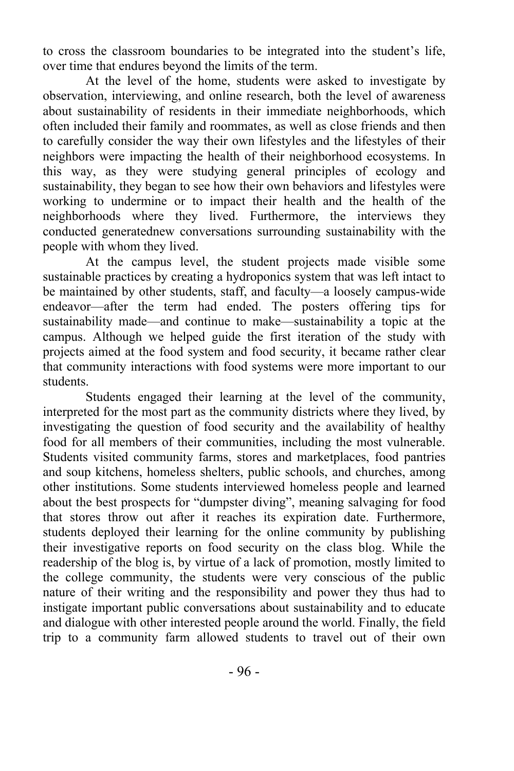to cross the classroom boundaries to be integrated into the student's life, over time that endures beyond the limits of the term.

At the level of the home, students were asked to investigate by observation, interviewing, and online research, both the level of awareness about sustainability of residents in their immediate neighborhoods, which often included their family and roommates, as well as close friends and then to carefully consider the way their own lifestyles and the lifestyles of their neighbors were impacting the health of their neighborhood ecosystems. In this way, as they were studying general principles of ecology and sustainability, they began to see how their own behaviors and lifestyles were working to undermine or to impact their health and the health of the neighborhoods where they lived. Furthermore, the interviews they conducted generatednew conversations surrounding sustainability with the people with whom they lived.

At the campus level, the student projects made visible some sustainable practices by creating a hydroponics system that was left intact to be maintained by other students, staff, and faculty—a loosely campus-wide endeavor—after the term had ended. The posters offering tips for sustainability made—and continue to make—sustainability a topic at the campus. Although we helped guide the first iteration of the study with projects aimed at the food system and food security, it became rather clear that community interactions with food systems were more important to our students.

Students engaged their learning at the level of the community, interpreted for the most part as the community districts where they lived, by investigating the question of food security and the availability of healthy food for all members of their communities, including the most vulnerable. Students visited community farms, stores and marketplaces, food pantries and soup kitchens, homeless shelters, public schools, and churches, among other institutions. Some students interviewed homeless people and learned about the best prospects for "dumpster diving", meaning salvaging for food that stores throw out after it reaches its expiration date. Furthermore, students deployed their learning for the online community by publishing their investigative reports on food security on the class blog. While the readership of the blog is, by virtue of a lack of promotion, mostly limited to the college community, the students were very conscious of the public nature of their writing and the responsibility and power they thus had to instigate important public conversations about sustainability and to educate and dialogue with other interested people around the world. Finally, the field trip to a community farm allowed students to travel out of their own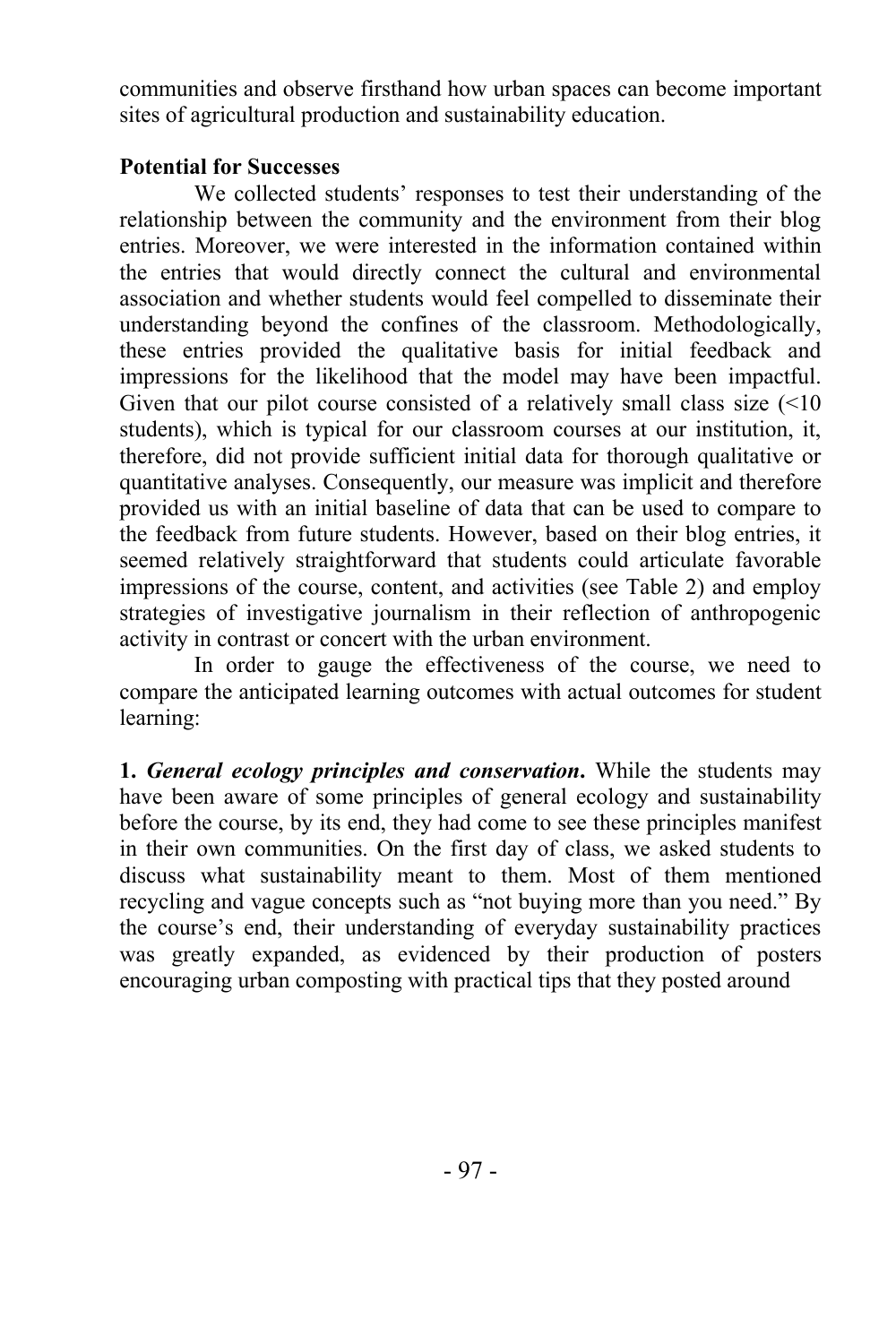communities and observe firsthand how urban spaces can become important sites of agricultural production and sustainability education.

**Potential for Successes**

We collected students' responses to test their understanding of the relationship between the community and the environment from their blog entries. Moreover, we were interested in the information contained within the entries that would directly connect the cultural and environmental association and whether students would feel compelled to disseminate their understanding beyond the confines of the classroom. Methodologically, these entries provided the qualitative basis for initial feedback and impressions for the likelihood that the model may have been impactful. Given that our pilot course consisted of a relatively small class size (<10 students), which is typical for our classroom courses at our institution, it, therefore, did not provide sufficient initial data for thorough qualitative or quantitative analyses. Consequently, our measure was implicit and therefore provided us with an initial baseline of data that can be used to compare to the feedback from future students. However, based on their blog entries, it seemed relatively straightforward that students could articulate favorable impressions of the course, content, and activities (see Table 2) and employ strategies of investigative journalism in their reflection of anthropogenic activity in contrast or concert with the urban environment.

In order to gauge the effectiveness of the course, we need to compare the anticipated learning outcomes with actual outcomes for student learning:

**1.** ***General ecology principles and conservation*.** While the students may have been aware of some principles of general ecology and sustainability before the course, by its end, they had come to see these principles manifest in their own communities. On the first day of class, we asked students to discuss what sustainability meant to them. Most of them mentioned recycling and vague concepts such as "not buying more than you need." By the course's end, their understanding of everyday sustainability practices was greatly expanded, as evidenced by their production of posters encouraging urban composting with practical tips that they posted around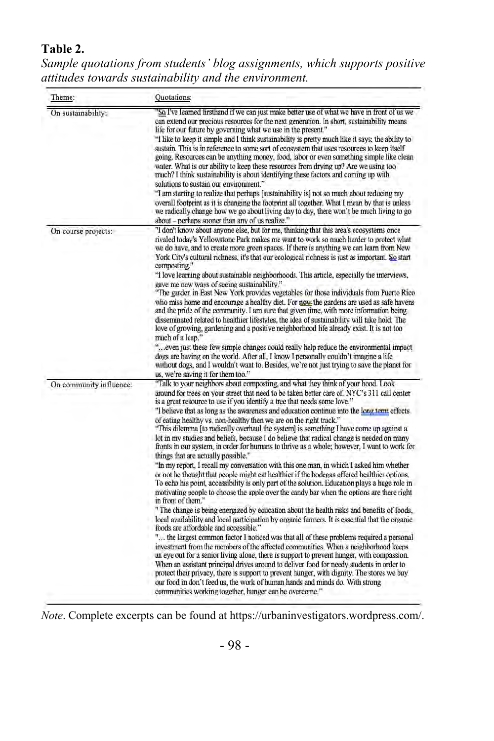**Table 2.**

*Sample quotations from students' blog assignments, which supports positive attitudes towards sustainability and the environment.*

| Theme: | Quotations: |
|---|---|
| On sustainability: | "So I've learned firsthand if we can just make better use of what we have in front of us we can extend our precious resources for the next generation. In short, sustainability means life for our future by governing what we use in the present." "I like to keep it simple and I think sustainability is pretty much like it says; the ability to sustain. This is in reference to some sort of ecosystem that uses resources to keep itself going. Resources can be anything money, food, labor or even something simple like clean water. What is our ability to keep these resources from drying up? Are we using too much? I think sustainability is about identifying these factors and coming up with solutions to sustain our environment." "I am starting to realize that perhaps [sustainability is] not so much about reducing my overall footprint as it is changing the footprint all together. What I mean by that is unless we radically change how we go about living day to day, there won't be much living to go about – perhaps sooner than any of us realize." |
| On course projects: | "I don't know about anyone else, but for me, thinking that this area's ecosystems once rivaled today's Yellowstone Park makes me want to work so much harder to protect what we do have, and to create more green spaces. If there is anything we can learn from New York City's cultural richness, it's that our ecological richness is just as important. So start composting." "I love learning about sustainable neighborhoods. This article, especially the interviews, gave me new ways of seeing sustainability." "The garden in East New York provides vegetables for those individuals from Puerto Rico who miss home and encourage a healthy diet. For now the gardens are used as safe havens and the pride of the community. I am sure that given time, with more information being disseminated related to healthier lifestyles, the idea of sustainability will take hold. The love of growing, gardening and a positive neighborhood life already exist. It is not too much of a leap." "…even just these few simple changes could really help reduce the environmental impact dogs are having on the world. After all, I know I personally couldn't imagine a life without dogs, and I wouldn't want to. Besides, we're not just trying to save the planet for us, we're saving it for them too." |
| On community influence: | "Talk to your neighbors about composting, and what they think of your hood. Look around for trees on your street that need to be taken better care of. NYC's 311 call center is a great resource to use if you identify a tree that needs some love." "I believe that as long as the awareness and education continue into the long term effects of eating healthy vs. non-healthy then we are on the right track." "This dilemma [to radically overhaul the system] is something I have come up against a lot in my studies and beliefs, because I do believe that radical change is needed on many fronts in our system, in order for humans to thrive as a whole; however, I want to work for things that are actually possible." "In my report, I recall my conversation with this one man, in which I asked him whether or not he thought that people might eat healthier if the bodegas offered healthier options. To echo his point, accessibility is only part of the solution. Education plays a huge role in motivating people to choose the apple over the candy bar when the options are there right in front of them." " The change is being energized by education about the health risks and benefits of foods, local availability and local participation by organic farmers. It is essential that the organic foods are affordable and accessible." "… the largest common factor I noticed was that all of these problems required a personal investment from the members of the affected communities. When a neighborhood keeps an eye out for a senior living alone, there is support to prevent hunger, with compassion. When an assistant principal drives around to deliver food for needy students in order to protect their privacy, there is support to prevent hunger, with dignity. The stores we buy our food in don't feed us, the work of human hands and minds do. With strong communities working together, hunger can be overcome." |

*Note*. Complete excerpts can be found at https://urbaninvestigators.wordpress.com/.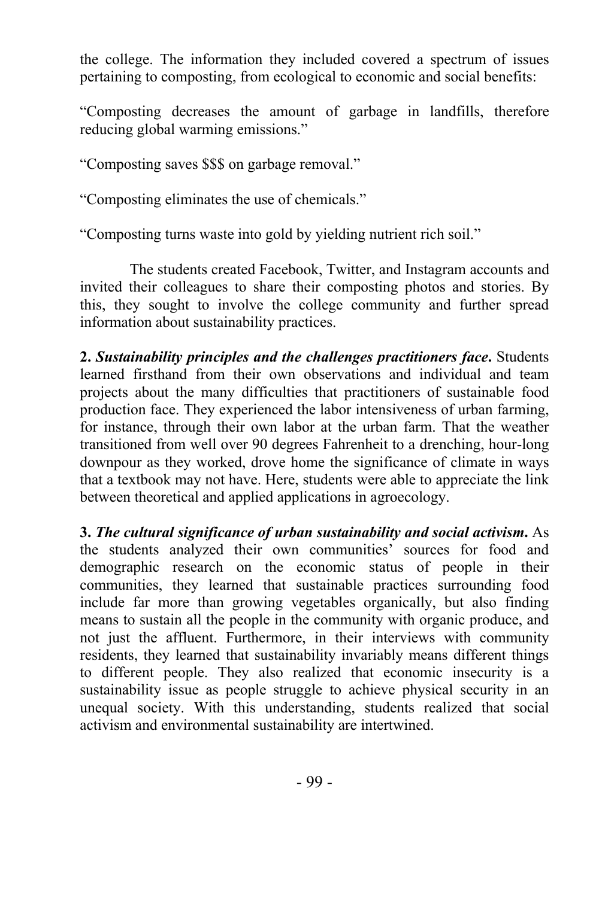the college. The information they included covered a spectrum of issues pertaining to composting, from ecological to economic and social benefits:

"Composting decreases the amount of garbage in landfills, therefore reducing global warming emissions."

"Composting saves $$$ on garbage removal."

"Composting eliminates the use of chemicals."

"Composting turns waste into gold by yielding nutrient rich soil."

The students created Facebook, Twitter, and Instagram accounts and invited their colleagues to share their composting photos and stories. By this, they sought to involve the college community and further spread information about sustainability practices.

**2. *Sustainability principles and the challenges practitioners face*.** Students learned firsthand from their own observations and individual and team projects about the many difficulties that practitioners of sustainable food production face. They experienced the labor intensiveness of urban farming, for instance, through their own labor at the urban farm. That the weather transitioned from well over 90 degrees Fahrenheit to a drenching, hour-long downpour as they worked, drove home the significance of climate in ways that a textbook may not have. Here, students were able to appreciate the link between theoretical and applied applications in agroecology.

**3. *The cultural significance of urban sustainability and social activism*.** As the students analyzed their own communities' sources for food and demographic research on the economic status of people in their communities, they learned that sustainable practices surrounding food include far more than growing vegetables organically, but also finding means to sustain all the people in the community with organic produce, and not just the affluent. Furthermore, in their interviews with community residents, they learned that sustainability invariably means different things to different people. They also realized that economic insecurity is a sustainability issue as people struggle to achieve physical security in an unequal society. With this understanding, students realized that social activism and environmental sustainability are intertwined.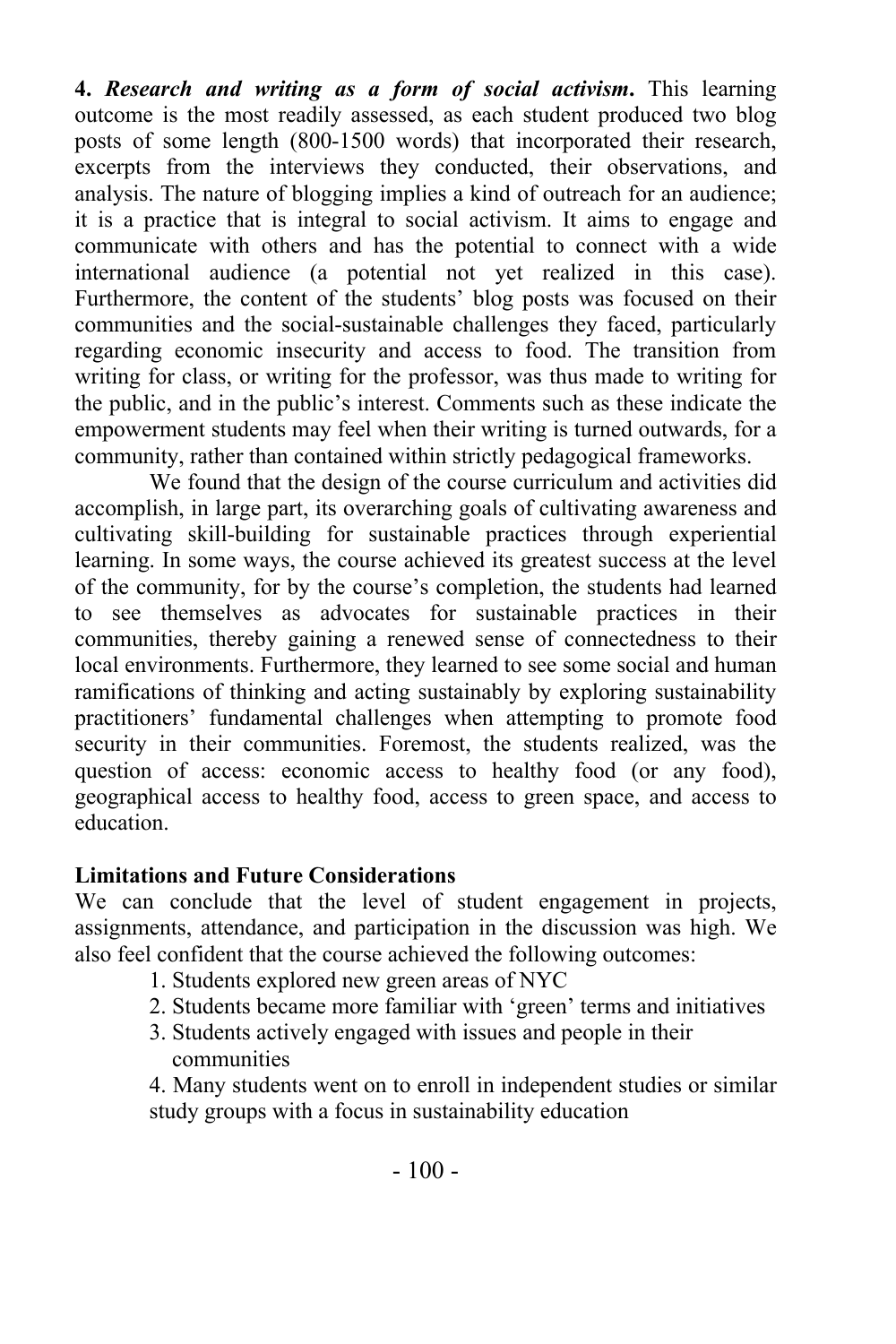**4. *Research and writing as a form of social activism*.** This learning outcome is the most readily assessed, as each student produced two blog posts of some length (800-1500 words) that incorporated their research, excerpts from the interviews they conducted, their observations, and analysis. The nature of blogging implies a kind of outreach for an audience; it is a practice that is integral to social activism. It aims to engage and communicate with others and has the potential to connect with a wide international audience (a potential not yet realized in this case). Furthermore, the content of the students' blog posts was focused on their communities and the social-sustainable challenges they faced, particularly regarding economic insecurity and access to food. The transition from writing for class, or writing for the professor, was thus made to writing for the public, and in the public's interest. Comments such as these indicate the empowerment students may feel when their writing is turned outwards, for a community, rather than contained within strictly pedagogical frameworks.

We found that the design of the course curriculum and activities did accomplish, in large part, its overarching goals of cultivating awareness and cultivating skill-building for sustainable practices through experiential learning. In some ways, the course achieved its greatest success at the level of the community, for by the course's completion, the students had learned to see themselves as advocates for sustainable practices in their communities, thereby gaining a renewed sense of connectedness to their local environments. Furthermore, they learned to see some social and human ramifications of thinking and acting sustainably by exploring sustainability practitioners' fundamental challenges when attempting to promote food security in their communities. Foremost, the students realized, was the question of access: economic access to healthy food (or any food), geographical access to healthy food, access to green space, and access to education.

**Limitations and Future Considerations**

We can conclude that the level of student engagement in projects, assignments, attendance, and participation in the discussion was high. We also feel confident that the course achieved the following outcomes:

1. Students explored new green areas of NYC
2. Students became more familiar with 'green' terms and initiatives
3. Students actively engaged with issues and people in their communities
4. Many students went on to enroll in independent studies or similar study groups with a focus in sustainability education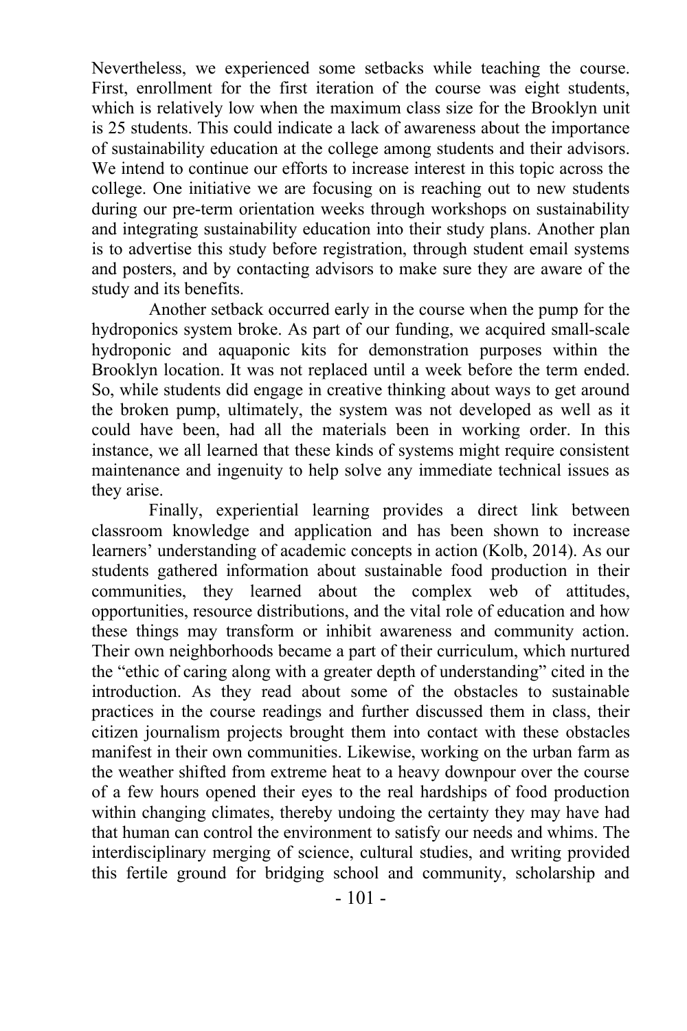Nevertheless, we experienced some setbacks while teaching the course. First, enrollment for the first iteration of the course was eight students, which is relatively low when the maximum class size for the Brooklyn unit is 25 students. This could indicate a lack of awareness about the importance of sustainability education at the college among students and their advisors. We intend to continue our efforts to increase interest in this topic across the college. One initiative we are focusing on is reaching out to new students during our pre-term orientation weeks through workshops on sustainability and integrating sustainability education into their study plans. Another plan is to advertise this study before registration, through student email systems and posters, and by contacting advisors to make sure they are aware of the study and its benefits.

Another setback occurred early in the course when the pump for the hydroponics system broke. As part of our funding, we acquired small-scale hydroponic and aquaponic kits for demonstration purposes within the Brooklyn location. It was not replaced until a week before the term ended. So, while students did engage in creative thinking about ways to get around the broken pump, ultimately, the system was not developed as well as it could have been, had all the materials been in working order. In this instance, we all learned that these kinds of systems might require consistent maintenance and ingenuity to help solve any immediate technical issues as they arise.

Finally, experiential learning provides a direct link between classroom knowledge and application and has been shown to increase learners' understanding of academic concepts in action (Kolb, 2014). As our students gathered information about sustainable food production in their communities, they learned about the complex web of attitudes, opportunities, resource distributions, and the vital role of education and how these things may transform or inhibit awareness and community action. Their own neighborhoods became a part of their curriculum, which nurtured the "ethic of caring along with a greater depth of understanding" cited in the introduction. As they read about some of the obstacles to sustainable practices in the course readings and further discussed them in class, their citizen journalism projects brought them into contact with these obstacles manifest in their own communities. Likewise, working on the urban farm as the weather shifted from extreme heat to a heavy downpour over the course of a few hours opened their eyes to the real hardships of food production within changing climates, thereby undoing the certainty they may have had that human can control the environment to satisfy our needs and whims. The interdisciplinary merging of science, cultural studies, and writing provided this fertile ground for bridging school and community, scholarship and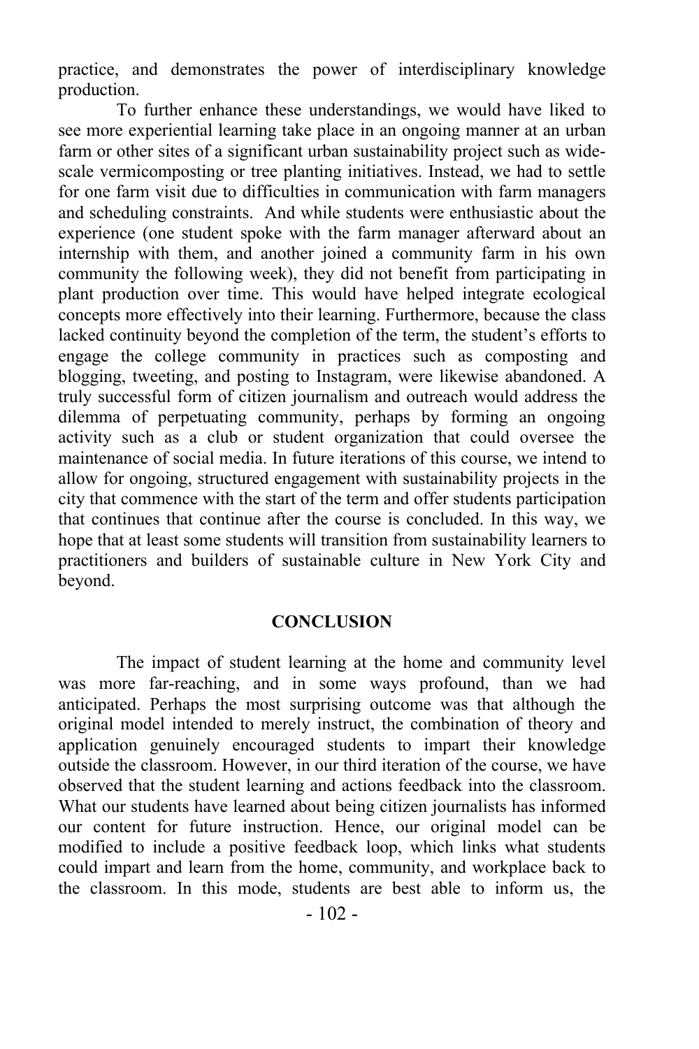practice, and demonstrates the power of interdisciplinary knowledge production.

To further enhance these understandings, we would have liked to see more experiential learning take place in an ongoing manner at an urban farm or other sites of a significant urban sustainability project such as wide-scale vermicomposting or tree planting initiatives. Instead, we had to settle for one farm visit due to difficulties in communication with farm managers and scheduling constraints. And while students were enthusiastic about the experience (one student spoke with the farm manager afterward about an internship with them, and another joined a community farm in his own community the following week), they did not benefit from participating in plant production over time. This would have helped integrate ecological concepts more effectively into their learning. Furthermore, because the class lacked continuity beyond the completion of the term, the student's efforts to engage the college community in practices such as composting and blogging, tweeting, and posting to Instagram, were likewise abandoned. A truly successful form of citizen journalism and outreach would address the dilemma of perpetuating community, perhaps by forming an ongoing activity such as a club or student organization that could oversee the maintenance of social media. In future iterations of this course, we intend to allow for ongoing, structured engagement with sustainability projects in the city that commence with the start of the term and offer students participation that continues that continue after the course is concluded. In this way, we hope that at least some students will transition from sustainability learners to practitioners and builders of sustainable culture in New York City and beyond.

## CONCLUSION

The impact of student learning at the home and community level was more far-reaching, and in some ways profound, than we had anticipated. Perhaps the most surprising outcome was that although the original model intended to merely instruct, the combination of theory and application genuinely encouraged students to impart their knowledge outside the classroom. However, in our third iteration of the course, we have observed that the student learning and actions feedback into the classroom. What our students have learned about being citizen journalists has informed our content for future instruction. Hence, our original model can be modified to include a positive feedback loop, which links what students could impart and learn from the home, community, and workplace back to the classroom. In this mode, students are best able to inform us, the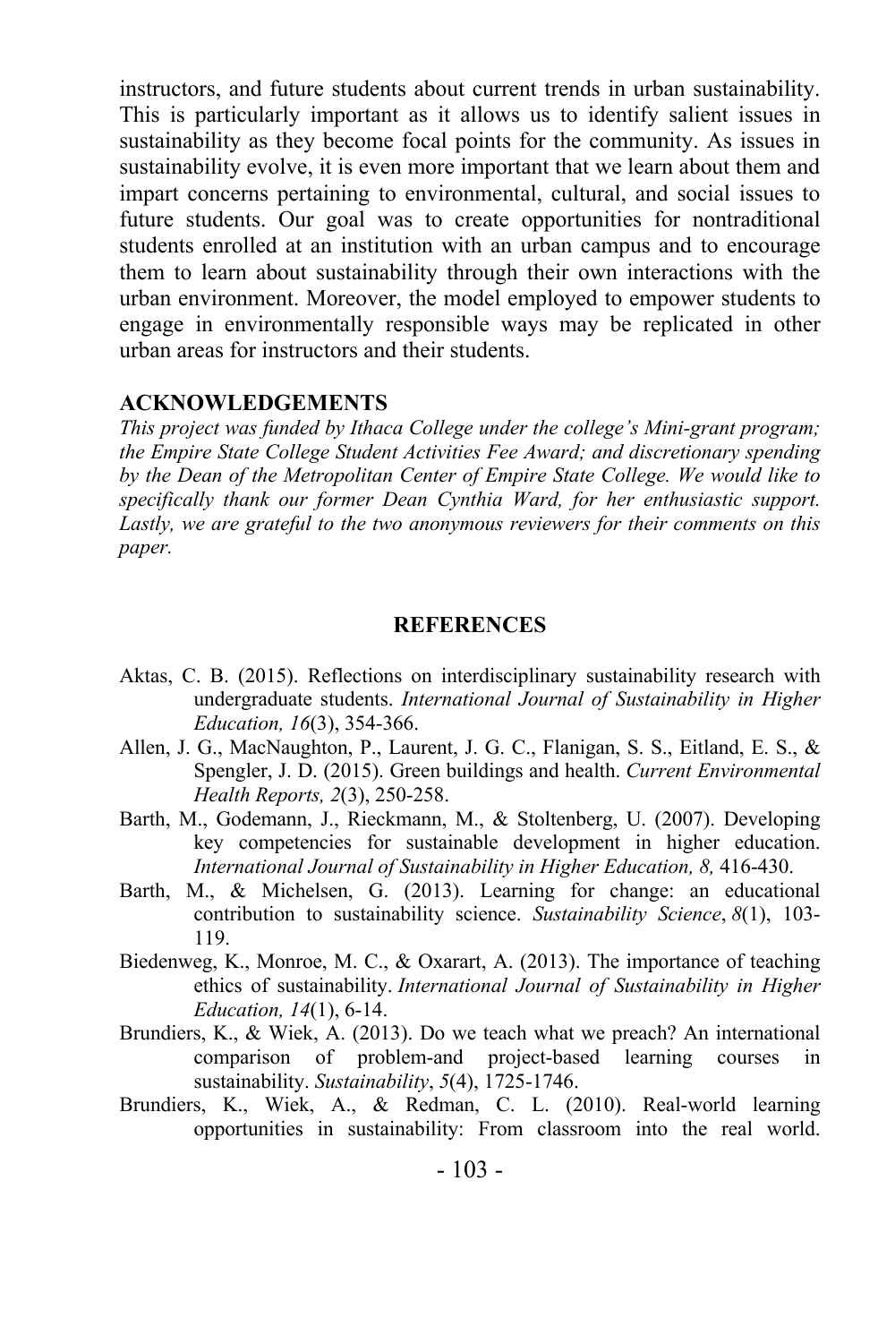instructors, and future students about current trends in urban sustainability. This is particularly important as it allows us to identify salient issues in sustainability as they become focal points for the community. As issues in sustainability evolve, it is even more important that we learn about them and impart concerns pertaining to environmental, cultural, and social issues to future students. Our goal was to create opportunities for nontraditional students enrolled at an institution with an urban campus and to encourage them to learn about sustainability through their own interactions with the urban environment. Moreover, the model employed to empower students to engage in environmentally responsible ways may be replicated in other urban areas for instructors and their students.

## ACKNOWLEDGEMENTS

*This project was funded by Ithaca College under the college's Mini-grant program; the Empire State College Student Activities Fee Award; and discretionary spending by the Dean of the Metropolitan Center of Empire State College. We would like to specifically thank our former Dean Cynthia Ward, for her enthusiastic support. Lastly, we are grateful to the two anonymous reviewers for their comments on this paper.*

## REFERENCES

Aktas, C. B. (2015). Reflections on interdisciplinary sustainability research with undergraduate students. *International Journal of Sustainability in Higher Education, 16*(3), 354-366.

Allen, J. G., MacNaughton, P., Laurent, J. G. C., Flanigan, S. S., Eitland, E. S., & Spengler, J. D. (2015). Green buildings and health. *Current Environmental Health Reports, 2*(3), 250-258.

Barth, M., Godemann, J., Rieckmann, M., & Stoltenberg, U. (2007). Developing key competencies for sustainable development in higher education. *International Journal of Sustainability in Higher Education, 8,* 416-430.

Barth, M., & Michelsen, G. (2013). Learning for change: an educational contribution to sustainability science. *Sustainability Science*, *8*(1), 103-119.

Biedenweg, K., Monroe, M. C., & Oxarart, A. (2013). The importance of teaching ethics of sustainability. *International Journal of Sustainability in Higher Education, 14*(1), 6-14.

Brundiers, K., & Wiek, A. (2013). Do we teach what we preach? An international comparison of problem-and project-based learning courses in sustainability. *Sustainability*, *5*(4), 1725-1746.

Brundiers, K., Wiek, A., & Redman, C. L. (2010). Real-world learning opportunities in sustainability: From classroom into the real world.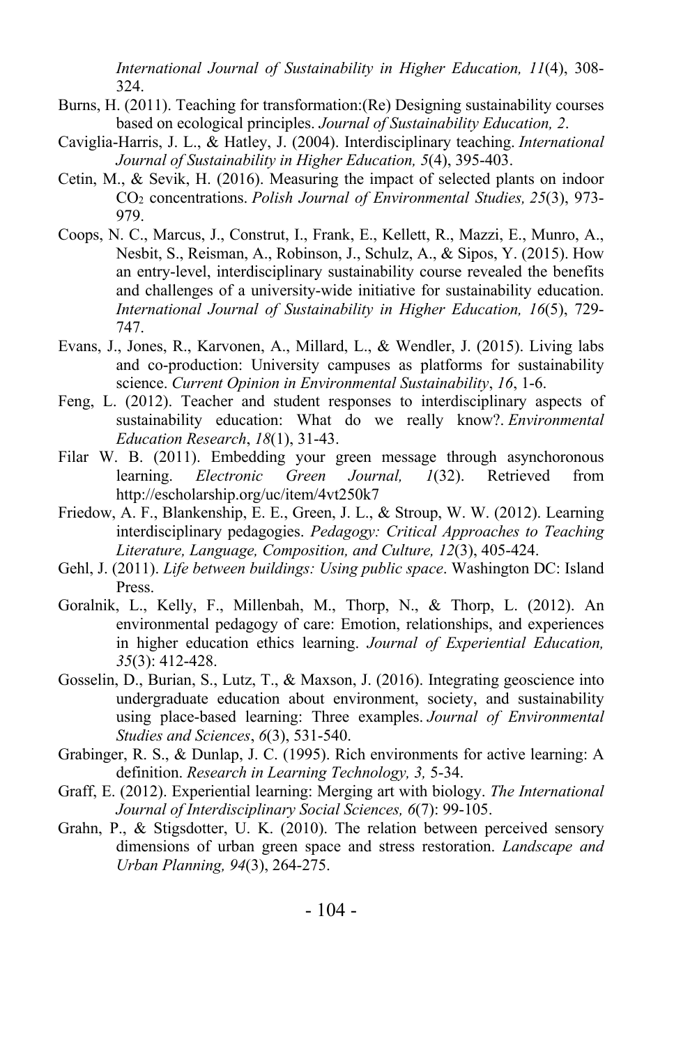*International Journal of Sustainability in Higher Education, 11*(4), 308-324.

Burns, H. (2011). Teaching for transformation:(Re) Designing sustainability courses based on ecological principles. *Journal of Sustainability Education, 2*.

Caviglia-Harris, J. L., & Hatley, J. (2004). Interdisciplinary teaching. *International Journal of Sustainability in Higher Education, 5*(4), 395-403.

Cetin, M., & Sevik, H. (2016). Measuring the impact of selected plants on indoor $CO_2$ concentrations. *Polish Journal of Environmental Studies, 25*(3), 973-979.

Coops, N. C., Marcus, J., Construt, I., Frank, E., Kellett, R., Mazzi, E., Munro, A., Nesbit, S., Reisman, A., Robinson, J., Schulz, A., & Sipos, Y. (2015). How an entry-level, interdisciplinary sustainability course revealed the benefits and challenges of a university-wide initiative for sustainability education. *International Journal of Sustainability in Higher Education, 16*(5), 729-747.

Evans, J., Jones, R., Karvonen, A., Millard, L., & Wendler, J. (2015). Living labs and co-production: University campuses as platforms for sustainability science. *Current Opinion in Environmental Sustainability*, *16*, 1-6.

Feng, L. (2012). Teacher and student responses to interdisciplinary aspects of sustainability education: What do we really know?. *Environmental Education Research*, *18*(1), 31-43.

Filar W. B. (2011). Embedding your green message through asynchoronous learning. *Electronic Green Journal, 1*(32). Retrieved from http://escholarship.org/uc/item/4vt250k7

Friedow, A. F., Blankenship, E. E., Green, J. L., & Stroup, W. W. (2012). Learning interdisciplinary pedagogies. *Pedagogy: Critical Approaches to Teaching Literature, Language, Composition, and Culture, 12*(3), 405-424.

Gehl, J. (2011). *Life between buildings: Using public space*. Washington DC: Island Press.

Goralnik, L., Kelly, F., Millenbah, M., Thorp, N., & Thorp, L. (2012). An environmental pedagogy of care: Emotion, relationships, and experiences in higher education ethics learning. *Journal of Experiential Education, 35*(3): 412-428.

Gosselin, D., Burian, S., Lutz, T., & Maxson, J. (2016). Integrating geoscience into undergraduate education about environment, society, and sustainability using place-based learning: Three examples. *Journal of Environmental Studies and Sciences*, *6*(3), 531-540.

Grabinger, R. S., & Dunlap, J. C. (1995). Rich environments for active learning: A definition. *Research in Learning Technology, 3,* 5-34.

Graff, E. (2012). Experiential learning: Merging art with biology. *The International Journal of Interdisciplinary Social Sciences, 6*(7): 99-105.

Grahn, P., & Stigsdotter, U. K. (2010). The relation between perceived sensory dimensions of urban green space and stress restoration. *Landscape and Urban Planning, 94*(3), 264-275.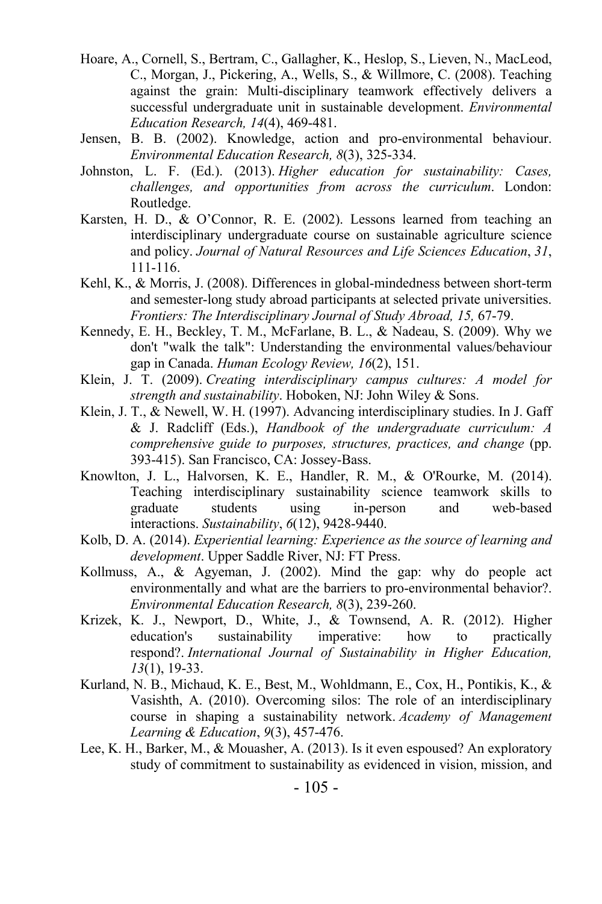Hoare, A., Cornell, S., Bertram, C., Gallagher, K., Heslop, S., Lieven, N., MacLeod, C., Morgan, J., Pickering, A., Wells, S., & Willmore, C. (2008). Teaching against the grain: Multi-disciplinary teamwork effectively delivers a successful undergraduate unit in sustainable development. *Environmental Education Research, 14*(4), 469-481.

Jensen, B. B. (2002). Knowledge, action and pro-environmental behaviour. *Environmental Education Research, 8*(3), 325-334.

Johnston, L. F. (Ed.). (2013). *Higher education for sustainability: Cases, challenges, and opportunities from across the curriculum*. London: Routledge.

Karsten, H. D., & O'Connor, R. E. (2002). Lessons learned from teaching an interdisciplinary undergraduate course on sustainable agriculture science and policy. *Journal of Natural Resources and Life Sciences Education*, *31*, 111-116.

Kehl, K., & Morris, J. (2008). Differences in global-mindedness between short-term and semester-long study abroad participants at selected private universities. *Frontiers: The Interdisciplinary Journal of Study Abroad, 15,* 67-79.

Kennedy, E. H., Beckley, T. M., McFarlane, B. L., & Nadeau, S. (2009). Why we don't "walk the talk": Understanding the environmental values/behaviour gap in Canada. *Human Ecology Review, 16*(2), 151.

Klein, J. T. (2009). *Creating interdisciplinary campus cultures: A model for strength and sustainability*. Hoboken, NJ: John Wiley & Sons.

Klein, J. T., & Newell, W. H. (1997). Advancing interdisciplinary studies. In J. Gaff & J. Radcliff (Eds.), *Handbook of the undergraduate curriculum: A comprehensive guide to purposes, structures, practices, and change* (pp. 393-415). San Francisco, CA: Jossey-Bass.

Knowlton, J. L., Halvorsen, K. E., Handler, R. M., & O'Rourke, M. (2014). Teaching interdisciplinary sustainability science teamwork skills to graduate students using in-person and web-based interactions. *Sustainability*, *6*(12), 9428-9440.

Kolb, D. A. (2014). *Experiential learning: Experience as the source of learning and development*. Upper Saddle River, NJ: FT Press.

Kollmuss, A., & Agyeman, J. (2002). Mind the gap: why do people act environmentally and what are the barriers to pro-environmental behavior?. *Environmental Education Research, 8*(3), 239-260.

Krizek, K. J., Newport, D., White, J., & Townsend, A. R. (2012). Higher education's sustainability imperative: how to practically respond?. *International Journal of Sustainability in Higher Education, 13*(1), 19-33.

Kurland, N. B., Michaud, K. E., Best, M., Wohldmann, E., Cox, H., Pontikis, K., & Vasishth, A. (2010). Overcoming silos: The role of an interdisciplinary course in shaping a sustainability network. *Academy of Management Learning & Education*, *9*(3), 457-476.

Lee, K. H., Barker, M., & Mouasher, A. (2013). Is it even espoused? An exploratory study of commitment to sustainability as evidenced in vision, mission, and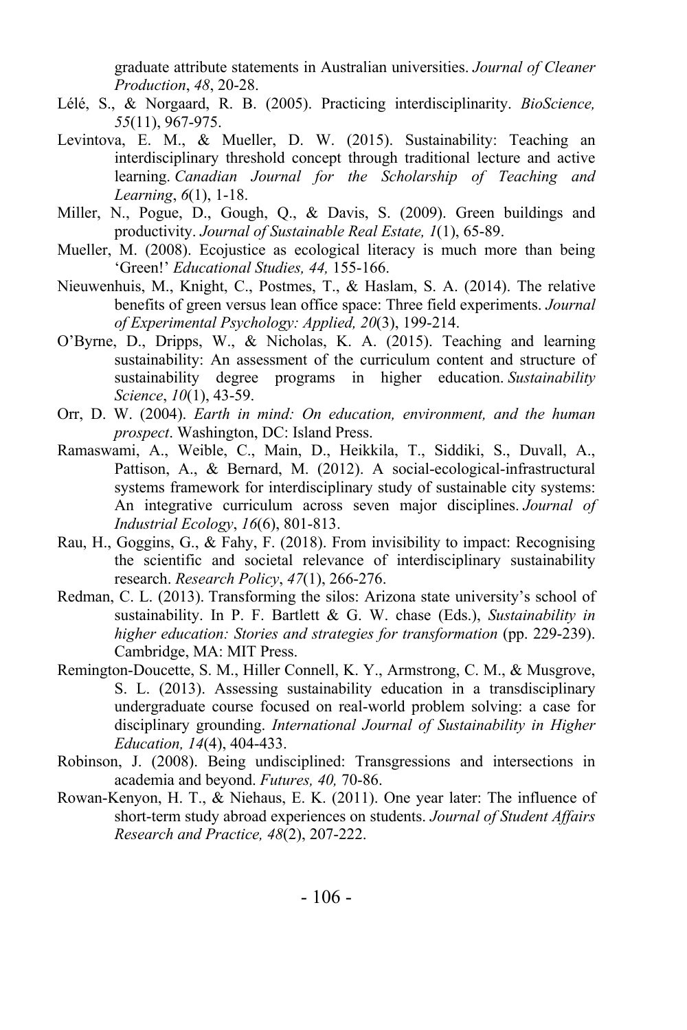graduate attribute statements in Australian universities. *Journal of Cleaner Production*, *48*, 20-28.

Lélé, S., & Norgaard, R. B. (2005). Practicing interdisciplinarity. *BioScience, 55*(11), 967-975.

Levintova, E. M., & Mueller, D. W. (2015). Sustainability: Teaching an interdisciplinary threshold concept through traditional lecture and active learning. *Canadian Journal for the Scholarship of Teaching and Learning*, *6*(1), 1-18.

Miller, N., Pogue, D., Gough, Q., & Davis, S. (2009). Green buildings and productivity. *Journal of Sustainable Real Estate, 1*(1), 65-89.

Mueller, M. (2008). Ecojustice as ecological literacy is much more than being 'Green!' *Educational Studies, 44,* 155-166.

Nieuwenhuis, M., Knight, C., Postmes, T., & Haslam, S. A. (2014). The relative benefits of green versus lean office space: Three field experiments. *Journal of Experimental Psychology: Applied, 20*(3), 199-214.

O'Byrne, D., Dripps, W., & Nicholas, K. A. (2015). Teaching and learning sustainability: An assessment of the curriculum content and structure of sustainability degree programs in higher education. *Sustainability Science*, *10*(1), 43-59.

Orr, D. W. (2004). *Earth in mind: On education, environment, and the human prospect*. Washington, DC: Island Press.

Ramaswami, A., Weible, C., Main, D., Heikkila, T., Siddiki, S., Duvall, A., Pattison, A., & Bernard, M. (2012). A social‐ecological‐infrastructural systems framework for interdisciplinary study of sustainable city systems: An integrative curriculum across seven major disciplines. *Journal of Industrial Ecology*, *16*(6), 801-813.

Rau, H., Goggins, G., & Fahy, F. (2018). From invisibility to impact: Recognising the scientific and societal relevance of interdisciplinary sustainability research. *Research Policy*, *47*(1), 266-276.

Redman, C. L. (2013). Transforming the silos: Arizona state university's school of sustainability. In P. F. Bartlett & G. W. chase (Eds.), *Sustainability in higher education: Stories and strategies for transformation* (pp. 229-239). Cambridge, MA: MIT Press.

Remington-Doucette, S. M., Hiller Connell, K. Y., Armstrong, C. M., & Musgrove, S. L. (2013). Assessing sustainability education in a transdisciplinary undergraduate course focused on real-world problem solving: a case for disciplinary grounding. *International Journal of Sustainability in Higher Education, 14*(4), 404-433.

Robinson, J. (2008). Being undisciplined: Transgressions and intersections in academia and beyond. *Futures, 40,* 70-86.

Rowan-Kenyon, H. T., & Niehaus, E. K. (2011). One year later: The influence of short-term study abroad experiences on students. *Journal of Student Affairs Research and Practice, 48*(2), 207-222.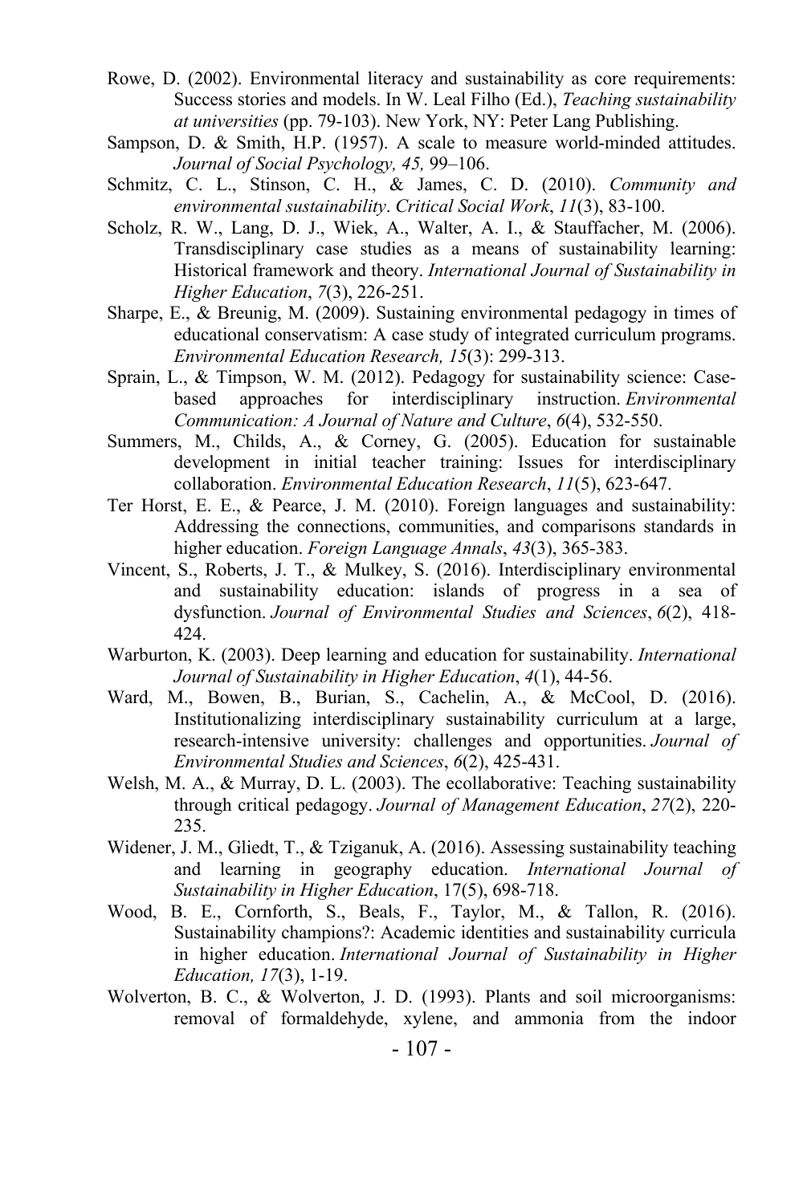Rowe, D. (2002). Environmental literacy and sustainability as core requirements: Success stories and models. In W. Leal Filho (Ed.), *Teaching sustainability at universities* (pp. 79-103). New York, NY: Peter Lang Publishing.

Sampson, D. & Smith, H.P. (1957). A scale to measure world-minded attitudes. *Journal of Social Psychology, 45,* 99–106.

Schmitz, C. L., Stinson, C. H., & James, C. D. (2010). *Community and environmental sustainability*. *Critical Social Work*, *11*(3), 83-100.

Scholz, R. W., Lang, D. J., Wiek, A., Walter, A. I., & Stauffacher, M. (2006). Transdisciplinary case studies as a means of sustainability learning: Historical framework and theory. *International Journal of Sustainability in Higher Education*, *7*(3), 226-251.

Sharpe, E., & Breunig, M. (2009). Sustaining environmental pedagogy in times of educational conservatism: A case study of integrated curriculum programs. *Environmental Education Research, 15*(3): 299-313.

Sprain, L., & Timpson, W. M. (2012). Pedagogy for sustainability science: Case-based approaches for interdisciplinary instruction. *Environmental Communication: A Journal of Nature and Culture*, *6*(4), 532-550.

Summers, M., Childs, A., & Corney, G. (2005). Education for sustainable development in initial teacher training: Issues for interdisciplinary collaboration. *Environmental Education Research*, *11*(5), 623-647.

Ter Horst, E. E., & Pearce, J. M. (2010). Foreign languages and sustainability: Addressing the connections, communities, and comparisons standards in higher education. *Foreign Language Annals*, *43*(3), 365-383.

Vincent, S., Roberts, J. T., & Mulkey, S. (2016). Interdisciplinary environmental and sustainability education: islands of progress in a sea of dysfunction. *Journal of Environmental Studies and Sciences*, *6*(2), 418-424.

Warburton, K. (2003). Deep learning and education for sustainability. *International Journal of Sustainability in Higher Education*, *4*(1), 44-56.

Ward, M., Bowen, B., Burian, S., Cachelin, A., & McCool, D. (2016). Institutionalizing interdisciplinary sustainability curriculum at a large, research-intensive university: challenges and opportunities. *Journal of Environmental Studies and Sciences*, *6*(2), 425-431.

Welsh, M. A., & Murray, D. L. (2003). The ecollaborative: Teaching sustainability through critical pedagogy. *Journal of Management Education*, *27*(2), 220-235.

Widener, J. M., Gliedt, T., & Tziganuk, A. (2016). Assessing sustainability teaching and learning in geography education. *International Journal of Sustainability in Higher Education*, 17(5), 698-718.

Wood, B. E., Cornforth, S., Beals, F., Taylor, M., & Tallon, R. (2016). Sustainability champions?: Academic identities and sustainability curricula in higher education. *International Journal of Sustainability in Higher Education, 17*(3), 1-19.

Wolverton, B. C., & Wolverton, J. D. (1993). Plants and soil microorganisms: removal of formaldehyde, xylene, and ammonia from the indoor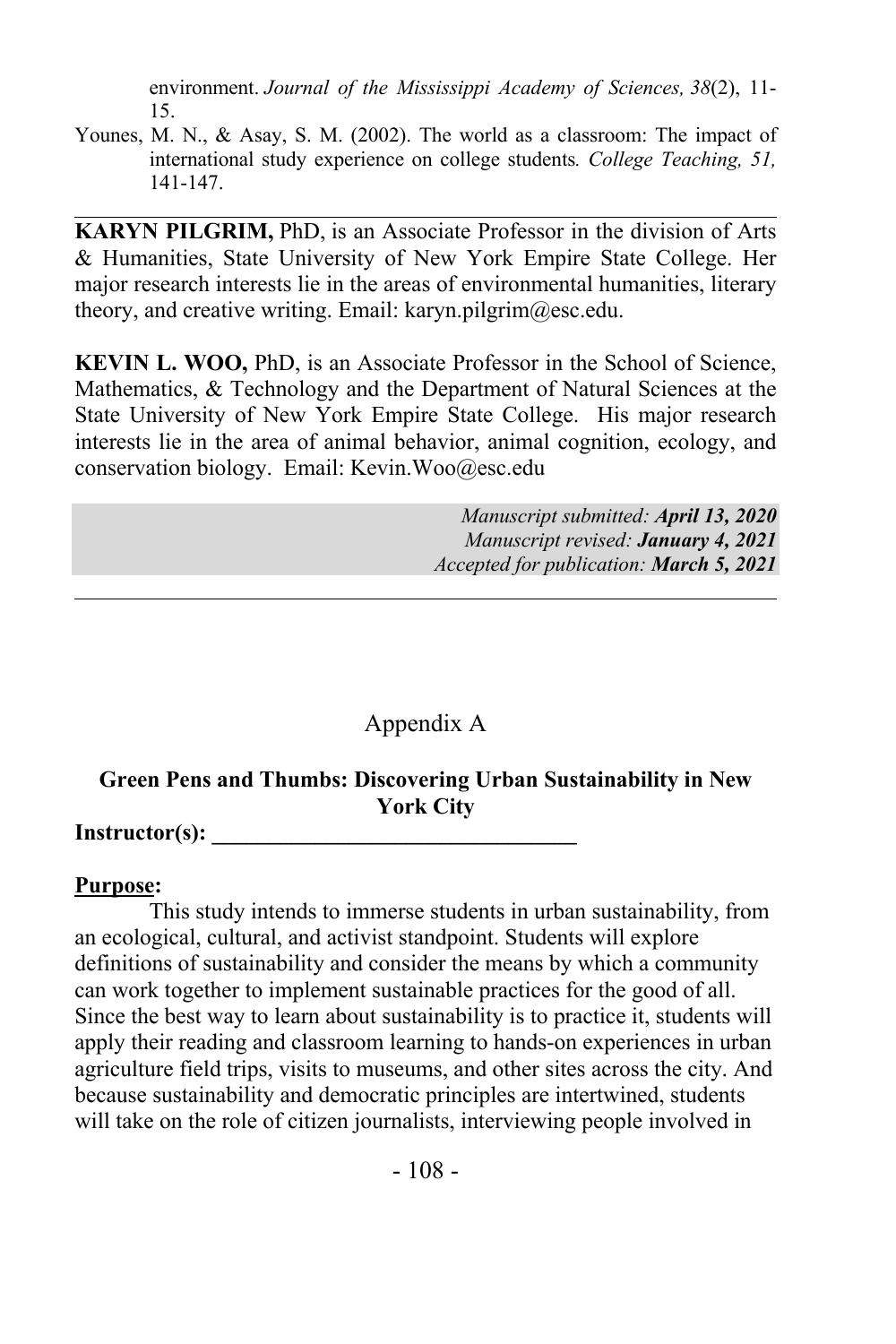environment. *Journal of the Mississippi Academy of Sciences, 38*(2), 11-15.

Younes, M. N., & Asay, S. M. (2002). The world as a classroom: The impact of international study experience on college students. *College Teaching, 51,* 141-147.

---

**KARYN PILGRIM,** PhD, is an Associate Professor in the division of Arts & Humanities, State University of New York Empire State College. Her major research interests lie in the areas of environmental humanities, literary theory, and creative writing. Email: karyn.pilgrim@esc.edu.

**KEVIN L. WOO,** PhD, is an Associate Professor in the School of Science, Mathematics, & Technology and the Department of Natural Sciences at the State University of New York Empire State College. His major research interests lie in the area of animal behavior, animal cognition, ecology, and conservation biology. Email: Kevin.Woo@esc.edu

*Manuscript submitted: **April 13, 2020***
*Manuscript revised: **January 4, 2021***
*Accepted for publication: **March 5, 2021***

---

# Appendix A

## Green Pens and Thumbs: Discovering Urban Sustainability in New York City

**Instructor(s): ________________________________**

**Purpose:**

This study intends to immerse students in urban sustainability, from an ecological, cultural, and activist standpoint. Students will explore definitions of sustainability and consider the means by which a community can work together to implement sustainable practices for the good of all. Since the best way to learn about sustainability is to practice it, students will apply their reading and classroom learning to hands-on experiences in urban agriculture field trips, visits to museums, and other sites across the city. And because sustainability and democratic principles are intertwined, students will take on the role of citizen journalists, interviewing people involved in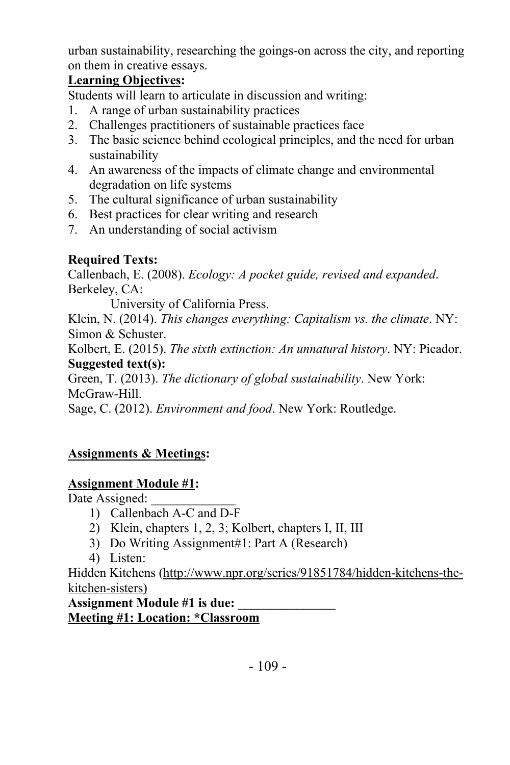urban sustainability, researching the goings-on across the city, and reporting on them in creative essays.

**Learning Objectives:**

Students will learn to articulate in discussion and writing:

1. A range of urban sustainability practices
2. Challenges practitioners of sustainable practices face
3. The basic science behind ecological principles, and the need for urban sustainability
4. An awareness of the impacts of climate change and environmental degradation on life systems
5. The cultural significance of urban sustainability
6. Best practices for clear writing and research
7. An understanding of social activism

**Required Texts:**

Callenbach, E. (2008). *Ecology: A pocket guide, revised and expanded*. Berkeley, CA:
    University of California Press.

Klein, N. (2014). *This changes everything: Capitalism vs. the climate*. NY: Simon & Schuster.

Kolbert, E. (2015). *The sixth extinction: An unnatural history*. NY: Picador.

**Suggested text(s):**

Green, T. (2013). *The dictionary of global sustainability*. New York: McGraw-Hill.

Sage, C. (2012). *Environment and food*. New York: Routledge.

**Assignments & Meetings:**

**Assignment Module #1:**

Date Assigned: _____________

1) Callenbach A-C and D-F
2) Klein, chapters 1, 2, 3; Kolbert, chapters I, II, III
3) Do Writing Assignment#1: Part A (Research)
4) Listen:

Hidden Kitchens (http://www.npr.org/series/91851784/hidden-kitchens-the-kitchen-sisters)

**Assignment Module #1 is due: _______________**

**Meeting #1: Location: *Classroom**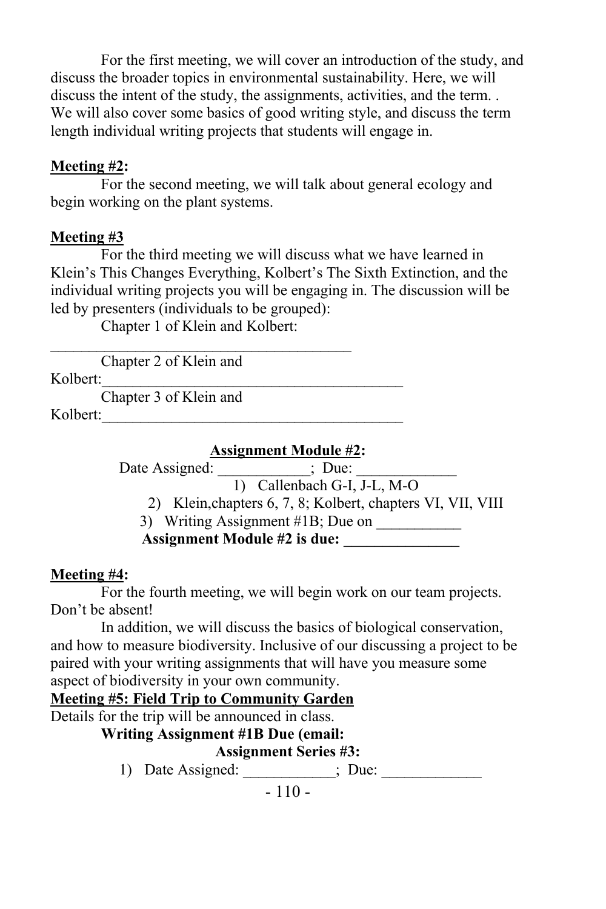For the first meeting, we will cover an introduction of the study, and discuss the broader topics in environmental sustainability. Here, we will discuss the intent of the study, the assignments, activities, and the term. . We will also cover some basics of good writing style, and discuss the term length individual writing projects that students will engage in.

**Meeting #2:**

For the second meeting, we will talk about general ecology and begin working on the plant systems.

**Meeting #3**

For the third meeting we will discuss what we have learned in Klein's This Changes Everything, Kolbert's The Sixth Extinction, and the individual writing projects you will be engaging in. The discussion will be led by presenters (individuals to be grouped):

Chapter 1 of Klein and Kolbert: ________________________________________

Chapter 2 of Klein and Kolbert:________________________________________

Chapter 3 of Klein and Kolbert:________________________________________

**Assignment Module #2:**

Date Assigned: ____________; Due: _____________

1) Callenbach G-I, J-L, M-O
2) Klein,chapters 6, 7, 8; Kolbert, chapters VI, VII, VIII
3) Writing Assignment #1B; Due on ___________

**Assignment Module #2 is due: _______________**

**Meeting #4:**

For the fourth meeting, we will begin work on our team projects. Don't be absent!

In addition, we will discuss the basics of biological conservation, and how to measure biodiversity. Inclusive of our discussing a project to be paired with your writing assignments that will have you measure some aspect of biodiversity in your own community.

**Meeting #5: Field Trip to Community Garden**

Details for the trip will be announced in class.

**Writing Assignment #1B Due (email:**

**Assignment Series #3:**

1) Date Assigned: ____________; Due: _____________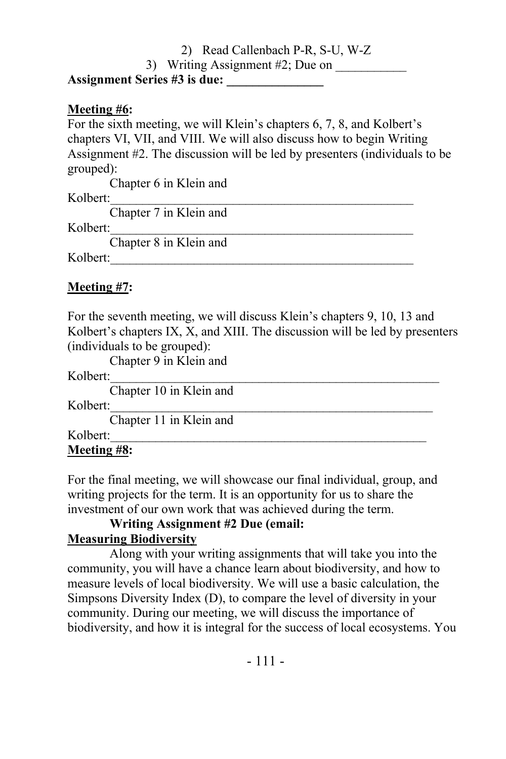2) Read Callenbach P-R, S-U, W-Z

3) Writing Assignment #2; Due on ___________

**Assignment Series #3 is due: _______________**

**Meeting #6:**

For the sixth meeting, we will Klein's chapters 6, 7, 8, and Kolbert's chapters VI, VII, and VIII. We will also discuss how to begin Writing Assignment #2. The discussion will be led by presenters (individuals to be grouped):

Chapter 6 in Klein and Kolbert:_________________________________________________

Chapter 7 in Klein and Kolbert:_________________________________________________

Chapter 8 in Klein and Kolbert:_________________________________________________

**Meeting #7:**

For the seventh meeting, we will discuss Klein's chapters 9, 10, 13 and Kolbert's chapters IX, X, and XIII. The discussion will be led by presenters (individuals to be grouped):

Chapter 9 in Klein and Kolbert:_____________________________________________________

Chapter 10 in Klein and Kolbert:____________________________________________________

Chapter 11 in Klein and Kolbert:___________________________________________________

**Meeting #8:**

For the final meeting, we will showcase our final individual, group, and writing projects for the term. It is an opportunity for us to share the investment of our own work that was achieved during the term.

**Writing Assignment #2 Due (email:**

**Measuring Biodiversity**

Along with your writing assignments that will take you into the community, you will have a chance learn about biodiversity, and how to measure levels of local biodiversity. We will use a basic calculation, the Simpsons Diversity Index (D), to compare the level of diversity in your community. During our meeting, we will discuss the importance of biodiversity, and how it is integral for the success of local ecosystems. You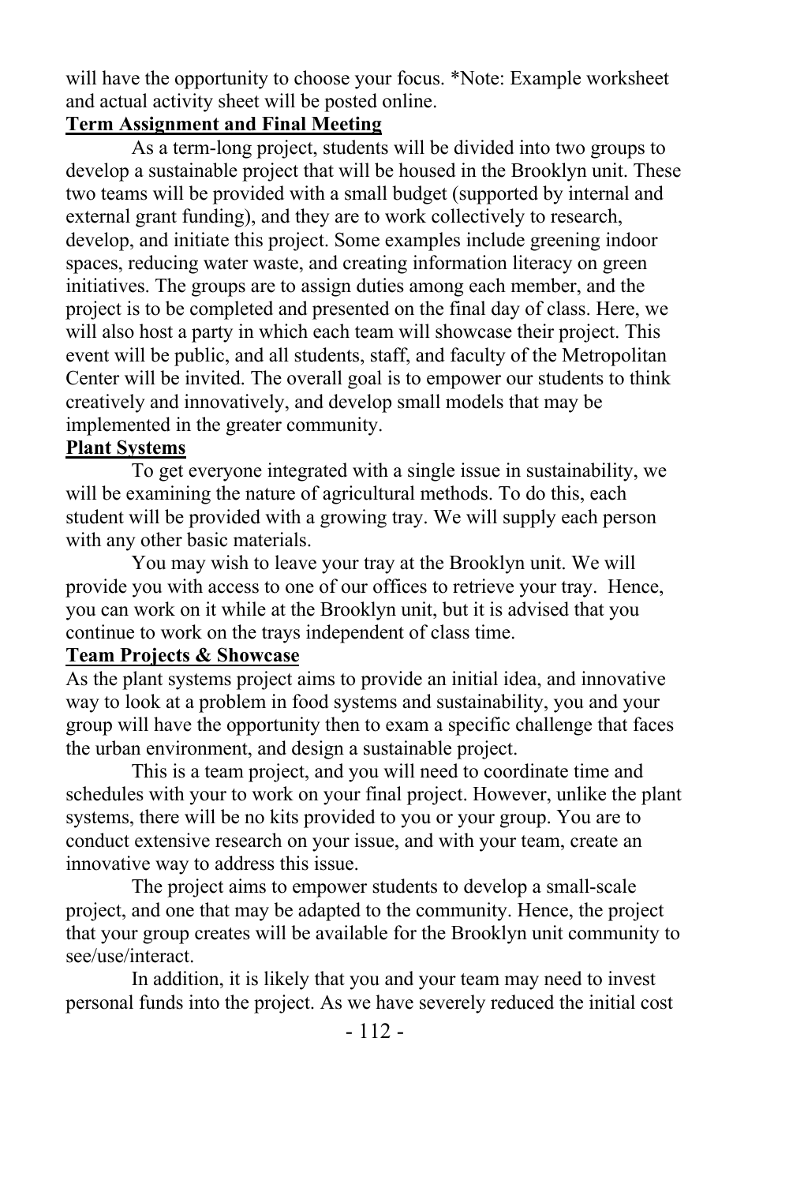will have the opportunity to choose your focus. *Note: Example worksheet and actual activity sheet will be posted online.

**Term Assignment and Final Meeting**

As a term-long project, students will be divided into two groups to develop a sustainable project that will be housed in the Brooklyn unit. These two teams will be provided with a small budget (supported by internal and external grant funding), and they are to work collectively to research, develop, and initiate this project. Some examples include greening indoor spaces, reducing water waste, and creating information literacy on green initiatives. The groups are to assign duties among each member, and the project is to be completed and presented on the final day of class. Here, we will also host a party in which each team will showcase their project. This event will be public, and all students, staff, and faculty of the Metropolitan Center will be invited. The overall goal is to empower our students to think creatively and innovatively, and develop small models that may be implemented in the greater community.

**Plant Systems**

To get everyone integrated with a single issue in sustainability, we will be examining the nature of agricultural methods. To do this, each student will be provided with a growing tray. We will supply each person with any other basic materials.

You may wish to leave your tray at the Brooklyn unit. We will provide you with access to one of our offices to retrieve your tray. Hence, you can work on it while at the Brooklyn unit, but it is advised that you continue to work on the trays independent of class time.

**Team Projects & Showcase**

As the plant systems project aims to provide an initial idea, and innovative way to look at a problem in food systems and sustainability, you and your group will have the opportunity then to exam a specific challenge that faces the urban environment, and design a sustainable project.

This is a team project, and you will need to coordinate time and schedules with your to work on your final project. However, unlike the plant systems, there will be no kits provided to you or your group. You are to conduct extensive research on your issue, and with your team, create an innovative way to address this issue.

The project aims to empower students to develop a small-scale project, and one that may be adapted to the community. Hence, the project that your group creates will be available for the Brooklyn unit community to see/use/interact.

In addition, it is likely that you and your team may need to invest personal funds into the project. As we have severely reduced the initial cost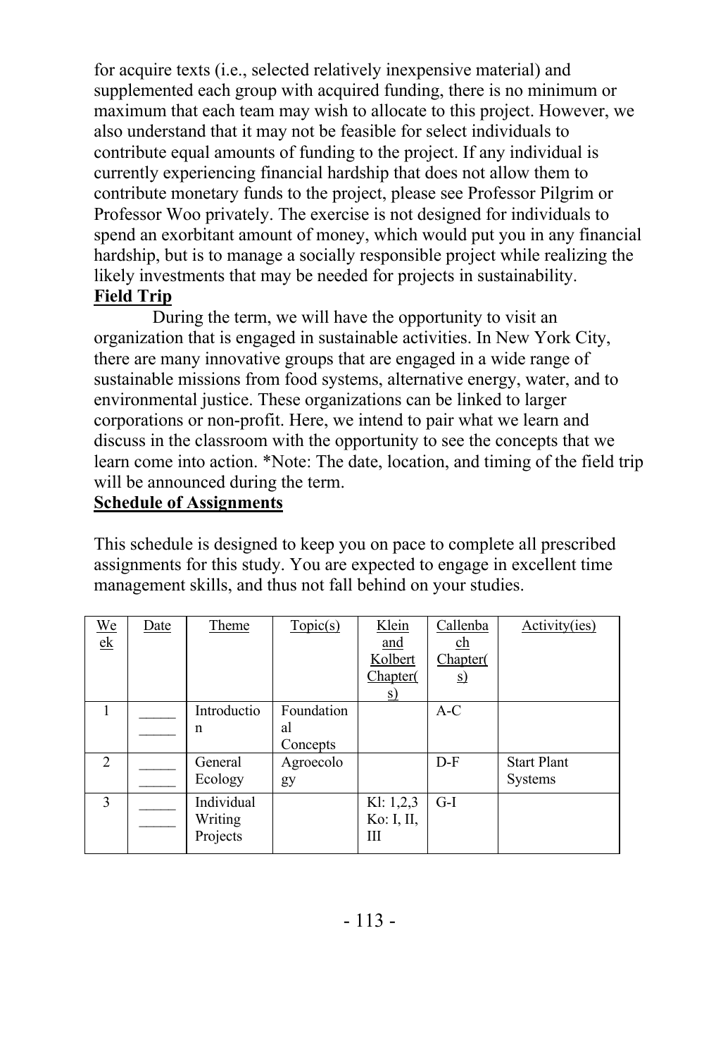for acquire texts (i.e., selected relatively inexpensive material) and supplemented each group with acquired funding, there is no minimum or maximum that each team may wish to allocate to this project. However, we also understand that it may not be feasible for select individuals to contribute equal amounts of funding to the project. If any individual is currently experiencing financial hardship that does not allow them to contribute monetary funds to the project, please see Professor Pilgrim or Professor Woo privately. The exercise is not designed for individuals to spend an exorbitant amount of money, which would put you in any financial hardship, but is to manage a socially responsible project while realizing the likely investments that may be needed for projects in sustainability.

**Field Trip**

During the term, we will have the opportunity to visit an organization that is engaged in sustainable activities. In New York City, there are many innovative groups that are engaged in a wide range of sustainable missions from food systems, alternative energy, water, and to environmental justice. These organizations can be linked to larger corporations or non-profit. Here, we intend to pair what we learn and discuss in the classroom with the opportunity to see the concepts that we learn come into action. *Note: The date, location, and timing of the field trip will be announced during the term.

**Schedule of Assignments**

This schedule is designed to keep you on pace to complete all prescribed assignments for this study. You are expected to engage in excellent time management skills, and thus not fall behind on your studies.

| Week | Date | Theme | Topic(s) | Klein and Kolbert Chapter(s) | Callenbach Chapter(s) | Activity(ies) |
|---|---|---|---|---|---|---|
| 1 | ________ | Introduction | Foundational Concepts | | A-C | |
| 2 | ________ | General Ecology | Agroecology | | D-F | Start Plant Systems |
| 3 | ________ | Individual Writing Projects | | Kl: 1,2,3 Ko: I, II, III | G-I | |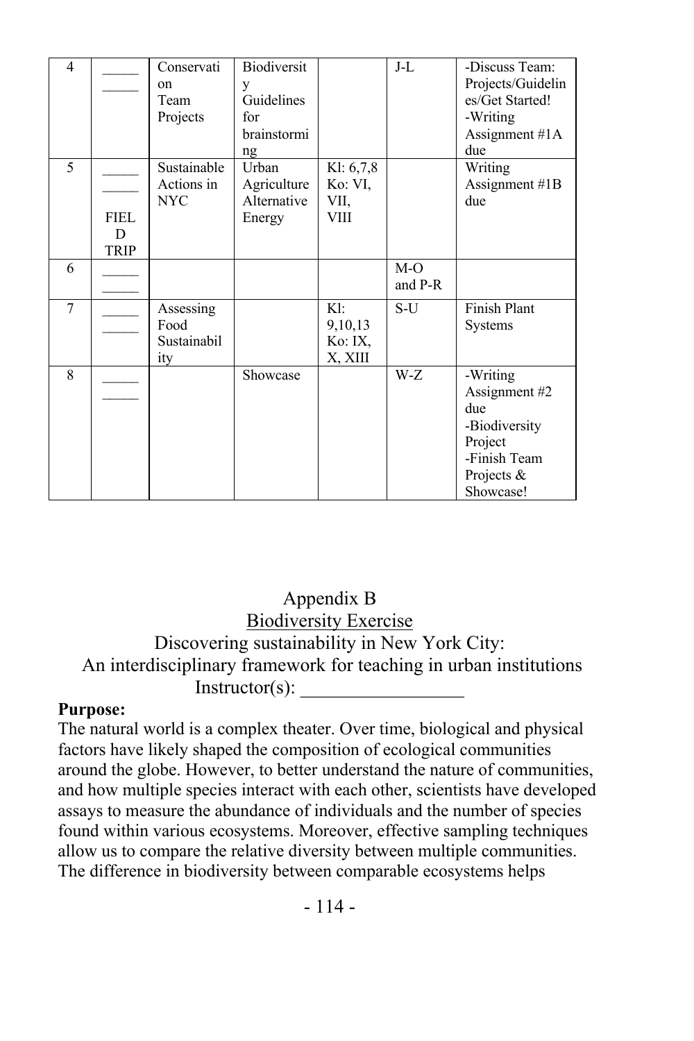| 4 | _____ _____ | Conservation Team Projects | Biodiversity Guidelines for brainstorming | | J-L | -Discuss Team: Projects/Guidelines/Get Started! -Writing Assignment #1A due |
|---|---|---|---|---|---|---|
| 5 | _____ _____ FIELD TRIP | Sustainable Actions in NYC | Urban Agriculture Alternative Energy | Kl: 6,7,8 Ko: VI, VII, VIII | | Writing Assignment #1B due |
| 6 | _____ _____ | | | | M-O and P-R | |
| 7 | _____ _____ | Assessing Food Sustainability | | Kl: 9,10,13 Ko: IX, X, XIII | S-U | Finish Plant Systems |
| 8 | _____ _____ | | Showcase | | W-Z | -Writing Assignment #2 due -Biodiversity Project -Finish Team Projects & Showcase! |

# Appendix B

## Biodiversity Exercise

Discovering sustainability in New York City:
An interdisciplinary framework for teaching in urban institutions

Instructor(s): _________________

**Purpose:**

The natural world is a complex theater. Over time, biological and physical factors have likely shaped the composition of ecological communities around the globe. However, to better understand the nature of communities, and how multiple species interact with each other, scientists have developed assays to measure the abundance of individuals and the number of species found within various ecosystems. Moreover, effective sampling techniques allow us to compare the relative diversity between multiple communities. The difference in biodiversity between comparable ecosystems helps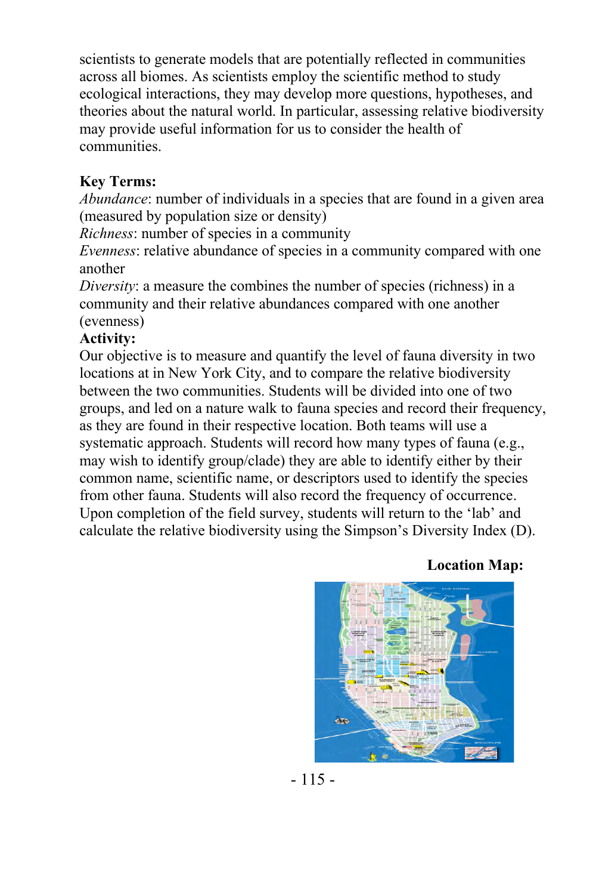scientists to generate models that are potentially reflected in communities across all biomes. As scientists employ the scientific method to study ecological interactions, they may develop more questions, hypotheses, and theories about the natural world. In particular, assessing relative biodiversity may provide useful information for us to consider the health of communities.

**Key Terms:**

*Abundance*: number of individuals in a species that are found in a given area (measured by population size or density)
*Richness*: number of species in a community
*Evenness*: relative abundance of species in a community compared with one another
*Diversity*: a measure the combines the number of species (richness) in a community and their relative abundances compared with one another (evenness)

**Activity:**

Our objective is to measure and quantify the level of fauna diversity in two locations at in New York City, and to compare the relative biodiversity between the two communities. Students will be divided into one of two groups, and led on a nature walk to fauna species and record their frequency, as they are found in their respective location. Both teams will use a systematic approach. Students will record how many types of fauna (e.g., may wish to identify group/clade) they are able to identify either by their common name, scientific name, or descriptors used to identify the species from other fauna. Students will also record the frequency of occurrence. Upon completion of the field survey, students will return to the 'lab' and calculate the relative biodiversity using the Simpson's Diversity Index (D).

**Location Map:**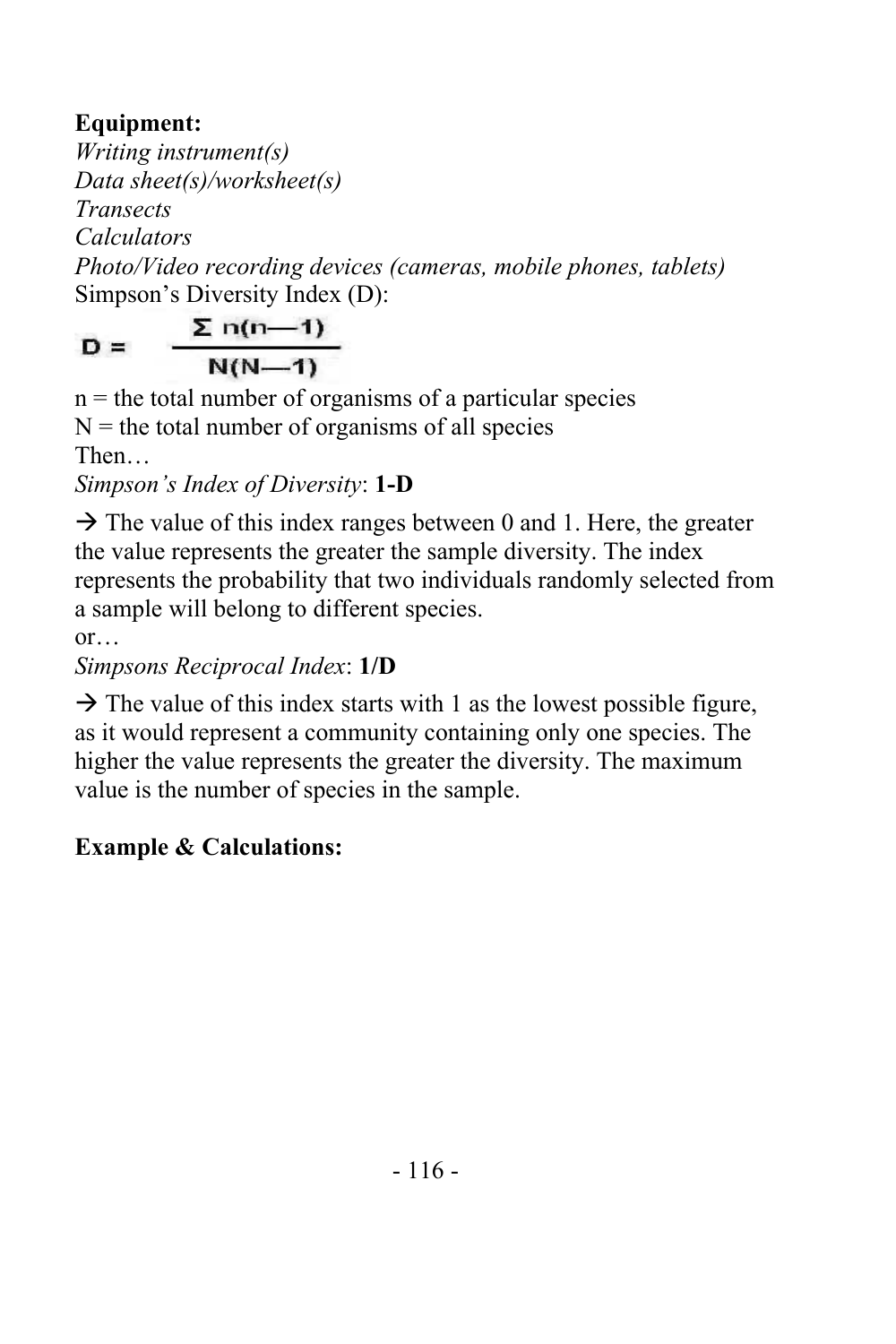**Equipment:**

*Writing instrument(s)*
*Data sheet(s)/worksheet(s)*
*Transects*
*Calculators*
*Photo/Video recording devices (cameras, mobile phones, tablets)*

Simpson's Diversity Index (D):

$$D = \frac{\Sigma\, n(n-1)}{N(N-1)}$$

n = the total number of organisms of a particular species
N = the total number of organisms of all species
Then…

*Simpson's Index of Diversity*: **1-D**

→ The value of this index ranges between 0 and 1. Here, the greater the value represents the greater the sample diversity. The index represents the probability that two individuals randomly selected from a sample will belong to different species.

or…

*Simpsons Reciprocal Index*: **1/D**

→ The value of this index starts with 1 as the lowest possible figure, as it would represent a community containing only one species. The higher the value represents the greater the diversity. The maximum value is the number of species in the sample.

**Example & Calculations:**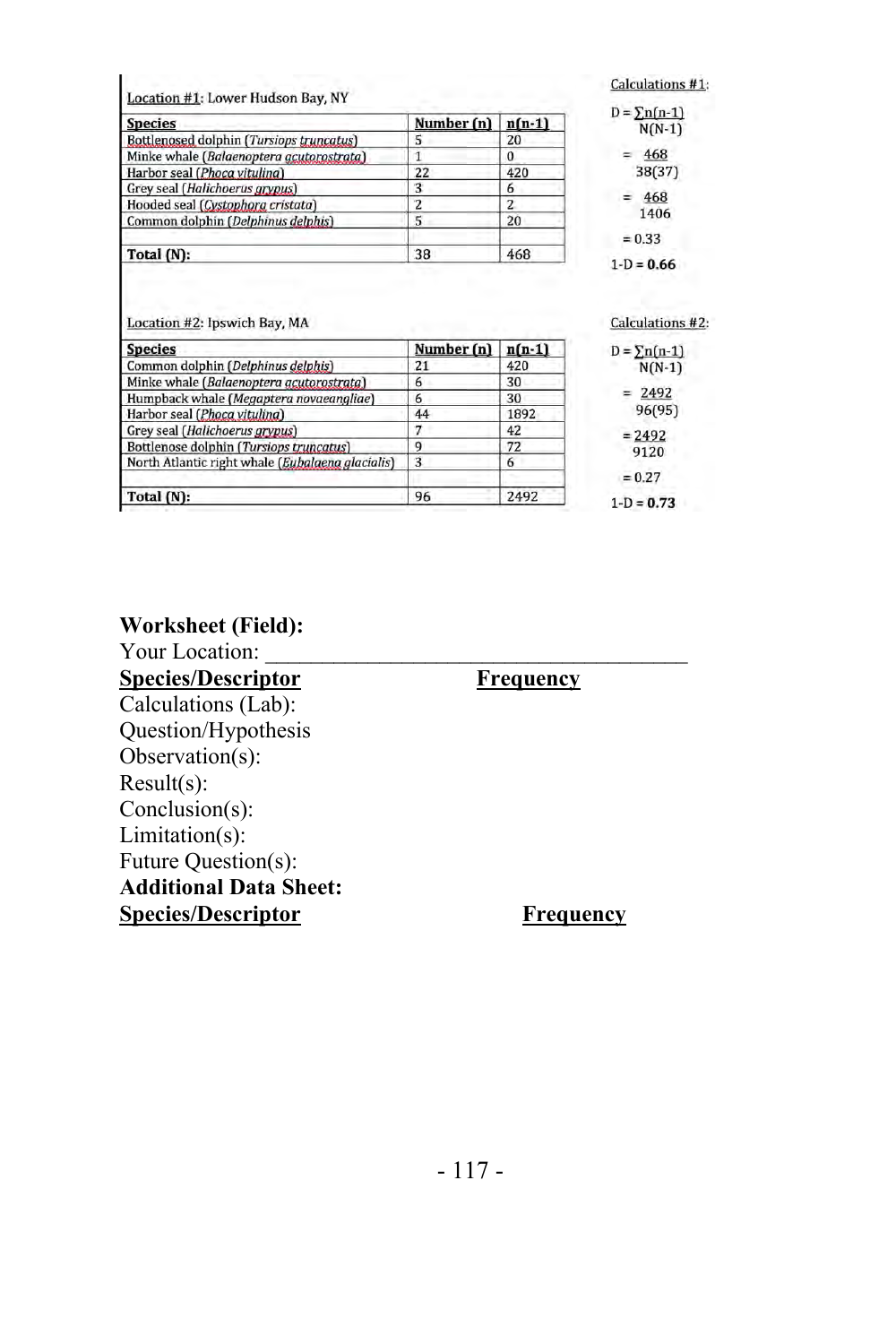Location #1: Lower Hudson Bay, NY

| Species | Number (n) | n(n-1) |
|---|---|---|
| Bottlenosed dolphin (*Tursiops truncatus*) | 5 | 20 |
| Minke whale (*Balaenoptera acutorostrata*) | 1 | 0 |
| Harbor seal (*Phoca vitulina*) | 22 | 420 |
| Grey seal (*Halichoerus grypus*) | 3 | 6 |
| Hooded seal (*Cystophora cristata*) | 2 | 2 |
| Common dolphin (*Delphinus delphis*) | 5 | 20 |
| | | |
| **Total (N):** | 38 | 468 |

Calculations #1:

$$D = \frac{\sum n(n-1)}{N(N-1)}$$

$$= \frac{468}{38(37)}$$

$$= \frac{468}{1406}$$

$$= 0.33$$

$$1\text{-}D = \mathbf{0.66}$$

Location #2: Ipswich Bay, MA

| Species | Number (n) | n(n-1) |
|---|---|---|
| Common dolphin (*Delphinus delphis*) | 21 | 420 |
| Minke whale (*Balaenoptera acutorostrata*) | 6 | 30 |
| Humpback whale (*Megaptera novaeangliae*) | 6 | 30 |
| Harbor seal (*Phoca vitulina*) | 44 | 1892 |
| Grey seal (*Halichoerus grypus*) | 7 | 42 |
| Bottlenose dolphin (*Tursiops truncatus*) | 9 | 72 |
| North Atlantic right whale (*Eubalaena glacialis*) | 3 | 6 |
| | | |
| **Total (N):** | 96 | 2492 |

Calculations #2:

$$D = \frac{\sum n(n-1)}{N(N-1)}$$

$$= \frac{2492}{96(95)}$$

$$= \frac{2492}{9120}$$

$$= 0.27$$

$$1\text{-}D = \mathbf{0.73}$$

**Worksheet (Field):**

Your Location: ____________________________________

**Species/Descriptor** **Frequency**

Calculations (Lab):

Question/Hypothesis

Observation(s):

Result(s):

Conclusion(s):

Limitation(s):

Future Question(s):

**Additional Data Sheet:**

**Species/Descriptor** **Frequency**